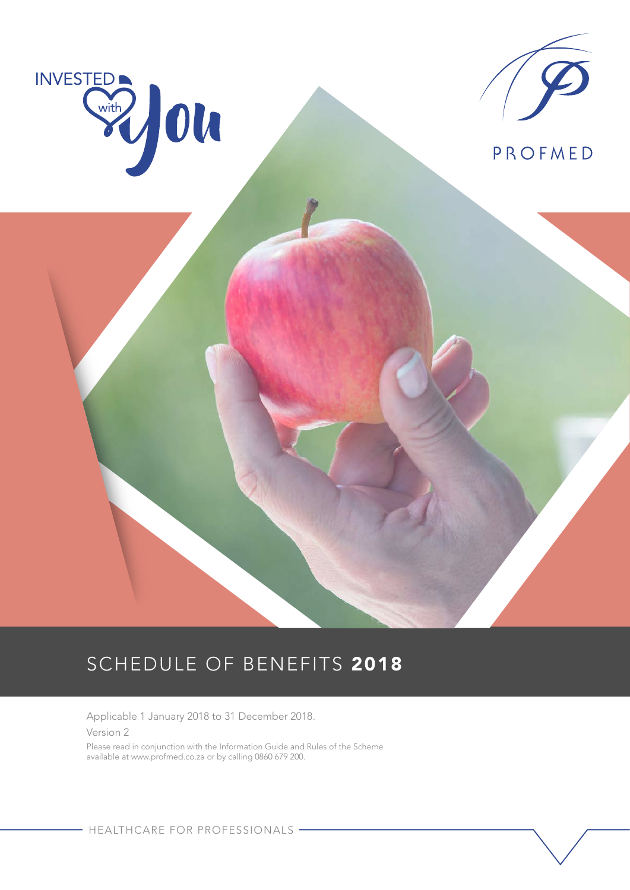INVESTED with You

PROFMED

# SCHEDULE OF BENEFITS **2018**

Applicable 1 January 2018 to 31 December 2018.

Version 2

Please read in conjunction with the Information Guide and Rules of the Scheme available at www.profmed.co.za or by calling 0860 679 200.

HEALTHCARE FOR PROFESSIONALS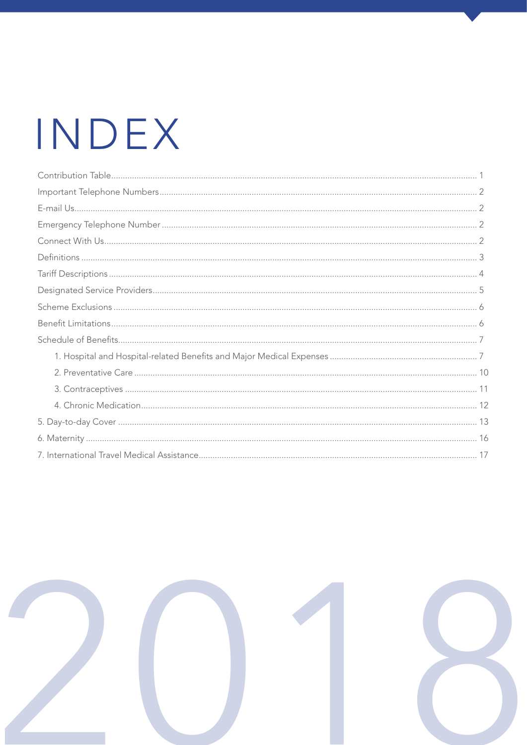# INDEX

| | |
|---|---|
| Contribution Table | 1 |
| Important Telephone Numbers | 2 |
| E-mail Us | 2 |
| Emergency Telephone Number | 2 |
| Connect With Us | 2 |
| Definitions | 3 |
| Tariff Descriptions | 4 |
| Designated Service Providers | 5 |
| Scheme Exclusions | 6 |
| Benefit Limitations | 6 |
| Schedule of Benefits | 7 |
| 1. Hospital and Hospital-related Benefits and Major Medical Expenses | 7 |
| 2. Preventative Care | 10 |
| 3. Contraceptives | 11 |
| 4. Chronic Medication | 12 |
| 5. Day-to-day Cover | 13 |
| 6. Maternity | 16 |
| 7. International Travel Medical Assistance | 17 |

2018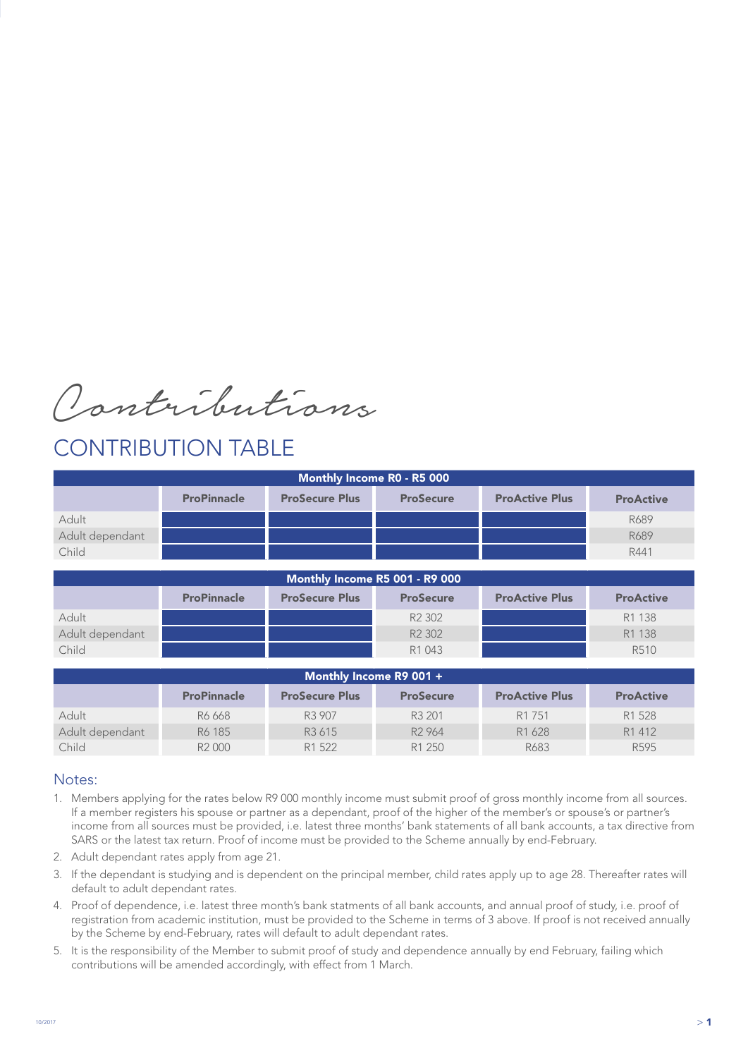*Contributions*

# CONTRIBUTION TABLE

| Monthly Income R0 - R5 000 | | | | | |
|---|---|---|---|---|---|
| | **ProPinnacle** | **ProSecure Plus** | **ProSecure** | **ProActive Plus** | **ProActive** |
| Adult | | | | | R689 |
| Adult dependant | | | | | R689 |
| Child | | | | | R441 |

| Monthly Income R5 001 - R9 000 | | | | | |
|---|---|---|---|---|---|
| | **ProPinnacle** | **ProSecure Plus** | **ProSecure** | **ProActive Plus** | **ProActive** |
| Adult | | | R2 302 | | R1 138 |
| Adult dependant | | | R2 302 | | R1 138 |
| Child | | | R1 043 | | R510 |

| Monthly Income R9 001 + | | | | | |
|---|---|---|---|---|---|
| | **ProPinnacle** | **ProSecure Plus** | **ProSecure** | **ProActive Plus** | **ProActive** |
| Adult | R6 668 | R3 907 | R3 201 | R1 751 | R1 528 |
| Adult dependant | R6 185 | R3 615 | R2 964 | R1 628 | R1 412 |
| Child | R2 000 | R1 522 | R1 250 | R683 | R595 |

## Notes:

1. Members applying for the rates below R9 000 monthly income must submit proof of gross monthly income from all sources. If a member registers his spouse or partner as a dependant, proof of the higher of the member's or spouse's or partner's income from all sources must be provided, i.e. latest three months' bank statements of all bank accounts, a tax directive from SARS or the latest tax return. Proof of income must be provided to the Scheme annually by end-February.
2. Adult dependant rates apply from age 21.
3. If the dependant is studying and is dependent on the principal member, child rates apply up to age 28. Thereafter rates will default to adult dependant rates.
4. Proof of dependence, i.e. latest three month's bank statments of all bank accounts, and annual proof of study, i.e. proof of registration from academic institution, must be provided to the Scheme in terms of 3 above. If proof is not received annually by the Scheme by end-February, rates will default to adult dependant rates.
5. It is the responsibility of the Member to submit proof of study and dependence annually by end February, failing which contributions will be amended accordingly, with effect from 1 March.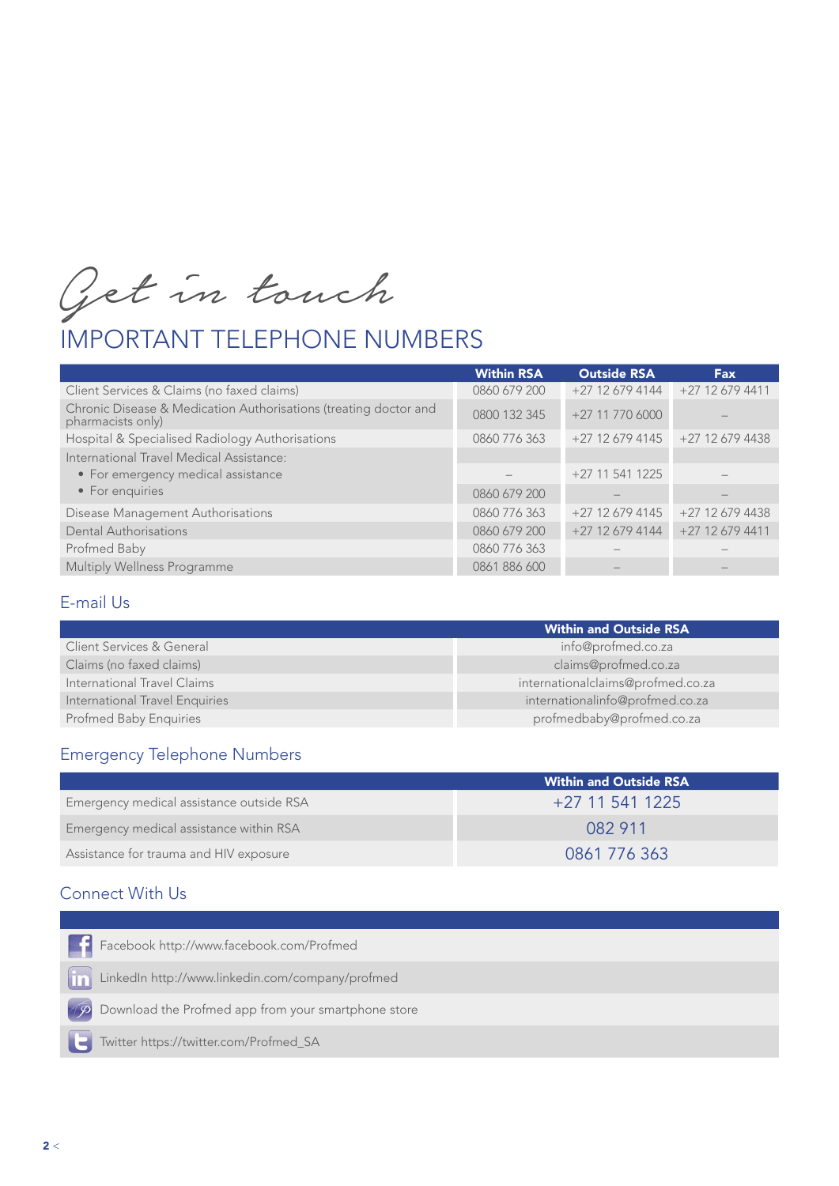*Get in touch*

# IMPORTANT TELEPHONE NUMBERS

| | Within RSA | Outside RSA | Fax |
|---|---|---|---|
| Client Services & Claims (no faxed claims) | 0860 679 200 | +27 12 679 4144 | +27 12 679 4411 |
| Chronic Disease & Medication Authorisations (treating doctor and pharmacists only) | 0800 132 345 | +27 11 770 6000 | – |
| Hospital & Specialised Radiology Authorisations | 0860 776 363 | +27 12 679 4145 | +27 12 679 4438 |
| International Travel Medical Assistance: | | | |
| • For emergency medical assistance | – | +27 11 541 1225 | – |
| • For enquiries | 0860 679 200 | – | – |
| Disease Management Authorisations | 0860 776 363 | +27 12 679 4145 | +27 12 679 4438 |
| Dental Authorisations | 0860 679 200 | +27 12 679 4144 | +27 12 679 4411 |
| Profmed Baby | 0860 776 363 | – | – |
| Multiply Wellness Programme | 0861 886 600 | – | – |

## E-mail Us

| | Within and Outside RSA |
|---|---|
| Client Services & General | info@profmed.co.za |
| Claims (no faxed claims) | claims@profmed.co.za |
| International Travel Claims | internationalclaims@profmed.co.za |
| International Travel Enquiries | internationalinfo@profmed.co.za |
| Profmed Baby Enquiries | profmedbaby@profmed.co.za |

## Emergency Telephone Numbers

| | Within and Outside RSA |
|---|---|
| Emergency medical assistance outside RSA | +27 11 541 1225 |
| Emergency medical assistance within RSA | 082 911 |
| Assistance for trauma and HIV exposure | 0861 776 363 |

## Connect With Us

- Facebook http://www.facebook.com/Profmed
- LinkedIn http://www.linkedin.com/company/profmed
- Download the Profmed app from your smartphone store
- Twitter https://twitter.com/Profmed_SA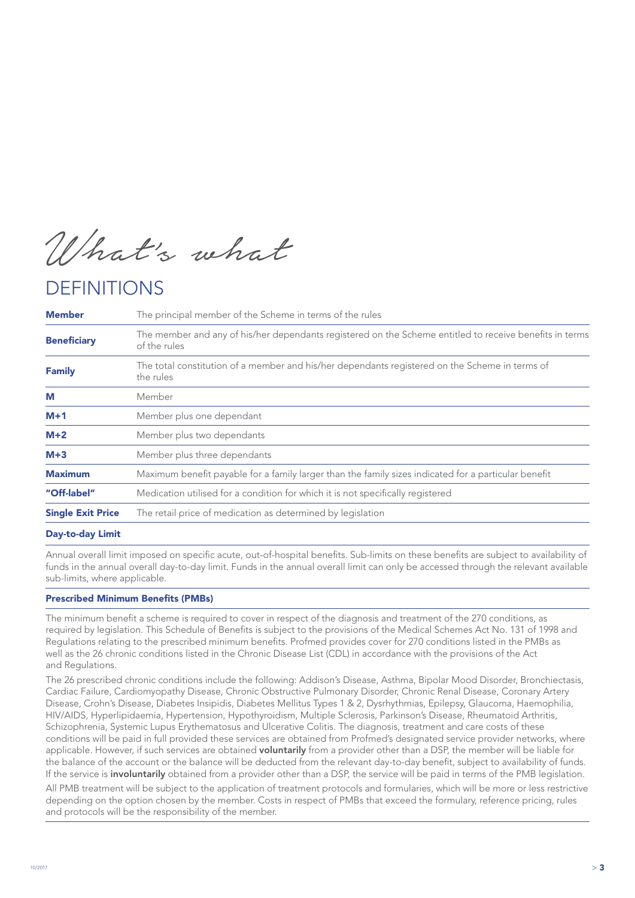*What's what*

# DEFINITIONS

| | |
|---|---|
| **Member** | The principal member of the Scheme in terms of the rules |
| **Beneficiary** | The member and any of his/her dependants registered on the Scheme entitled to receive benefits in terms of the rules |
| **Family** | The total constitution of a member and his/her dependants registered on the Scheme in terms of the rules |
| **M** | Member |
| **M+1** | Member plus one dependant |
| **M+2** | Member plus two dependants |
| **M+3** | Member plus three dependants |
| **Maximum** | Maximum benefit payable for a family larger than the family sizes indicated for a particular benefit |
| **"Off-label"** | Medication utilised for a condition for which it is not specifically registered |
| **Single Exit Price** | The retail price of medication as determined by legislation |

**Day-to-day Limit**

Annual overall limit imposed on specific acute, out-of-hospital benefits. Sub-limits on these benefits are subject to availability of funds in the annual overall day-to-day limit. Funds in the annual overall limit can only be accessed through the relevant available sub-limits, where applicable.

**Prescribed Minimum Benefits (PMBs)**

The minimum benefit a scheme is required to cover in respect of the diagnosis and treatment of the 270 conditions, as required by legislation. This Schedule of Benefits is subject to the provisions of the Medical Schemes Act No. 131 of 1998 and Regulations relating to the prescribed minimum benefits. Profmed provides cover for 270 conditions listed in the PMBs as well as the 26 chronic conditions listed in the Chronic Disease List (CDL) in accordance with the provisions of the Act and Regulations.

The 26 prescribed chronic conditions include the following: Addison's Disease, Asthma, Bipolar Mood Disorder, Bronchiectasis, Cardiac Failure, Cardiomyopathy Disease, Chronic Obstructive Pulmonary Disorder, Chronic Renal Disease, Coronary Artery Disease, Crohn's Disease, Diabetes Insipidis, Diabetes Mellitus Types 1 & 2, Dysrhythmias, Epilepsy, Glaucoma, Haemophilia, HIV/AIDS, Hyperlipidaemia, Hypertension, Hypothyroidism, Multiple Sclerosis, Parkinson's Disease, Rheumatoid Arthritis, Schizophrenia, Systemic Lupus Erythematosus and Ulcerative Colitis. The diagnosis, treatment and care costs of these conditions will be paid in full provided these services are obtained from Profmed's designated service provider networks, where applicable. However, if such services are obtained **voluntarily** from a provider other than a DSP, the member will be liable for the balance of the account or the balance will be deducted from the relevant day-to-day benefit, subject to availability of funds. If the service is **involuntarily** obtained from a provider other than a DSP, the service will be paid in terms of the PMB legislation.

All PMB treatment will be subject to the application of treatment protocols and formularies, which will be more or less restrictive depending on the option chosen by the member. Costs in respect of PMBs that exceed the formulary, reference pricing, rules and protocols will be the responsibility of the member.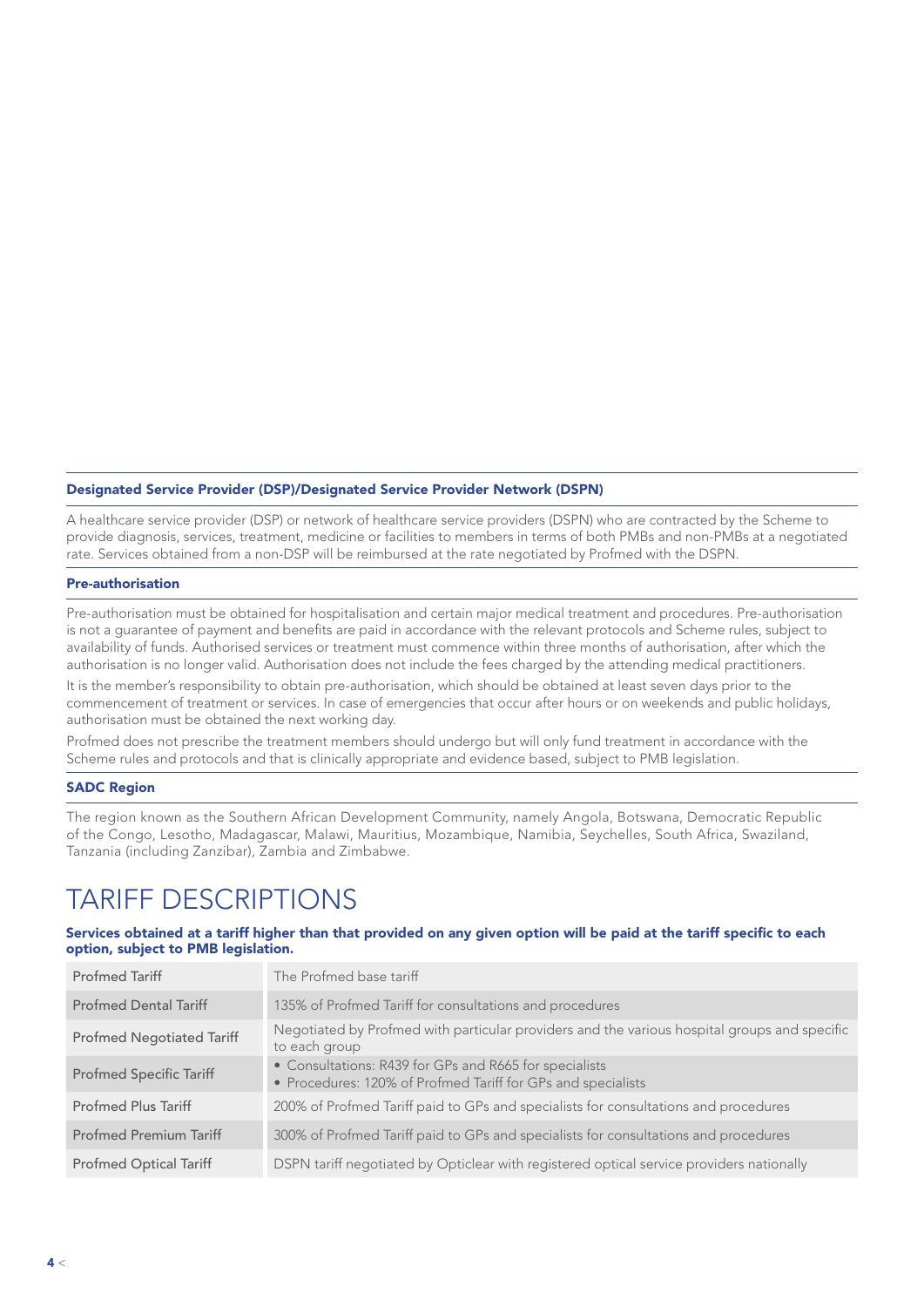### Designated Service Provider (DSP)/Designated Service Provider Network (DSPN)

A healthcare service provider (DSP) or network of healthcare service providers (DSPN) who are contracted by the Scheme to provide diagnosis, services, treatment, medicine or facilities to members in terms of both PMBs and non-PMBs at a negotiated rate. Services obtained from a non-DSP will be reimbursed at the rate negotiated by Profmed with the DSPN.

### Pre-authorisation

Pre-authorisation must be obtained for hospitalisation and certain major medical treatment and procedures. Pre-authorisation is not a guarantee of payment and benefits are paid in accordance with the relevant protocols and Scheme rules, subject to availability of funds. Authorised services or treatment must commence within three months of authorisation, after which the authorisation is no longer valid. Authorisation does not include the fees charged by the attending medical practitioners.

It is the member's responsibility to obtain pre-authorisation, which should be obtained at least seven days prior to the commencement of treatment or services. In case of emergencies that occur after hours or on weekends and public holidays, authorisation must be obtained the next working day.

Profmed does not prescribe the treatment members should undergo but will only fund treatment in accordance with the Scheme rules and protocols and that is clinically appropriate and evidence based, subject to PMB legislation.

### SADC Region

The region known as the Southern African Development Community, namely Angola, Botswana, Democratic Republic of the Congo, Lesotho, Madagascar, Malawi, Mauritius, Mozambique, Namibia, Seychelles, South Africa, Swaziland, Tanzania (including Zanzibar), Zambia and Zimbabwe.

# TARIFF DESCRIPTIONS

**Services obtained at a tariff higher than that provided on any given option will be paid at the tariff specific to each option, subject to PMB legislation.**

| Tariff | Description |
|---|---|
| Profmed Tariff | The Profmed base tariff |
| Profmed Dental Tariff | 135% of Profmed Tariff for consultations and procedures |
| Profmed Negotiated Tariff | Negotiated by Profmed with particular providers and the various hospital groups and specific to each group |
| Profmed Specific Tariff | • Consultations: R439 for GPs and R665 for specialists<br>• Procedures: 120% of Profmed Tariff for GPs and specialists |
| Profmed Plus Tariff | 200% of Profmed Tariff paid to GPs and specialists for consultations and procedures |
| Profmed Premium Tariff | 300% of Profmed Tariff paid to GPs and specialists for consultations and procedures |
| Profmed Optical Tariff | DSPN tariff negotiated by Opticlear with registered optical service providers nationally |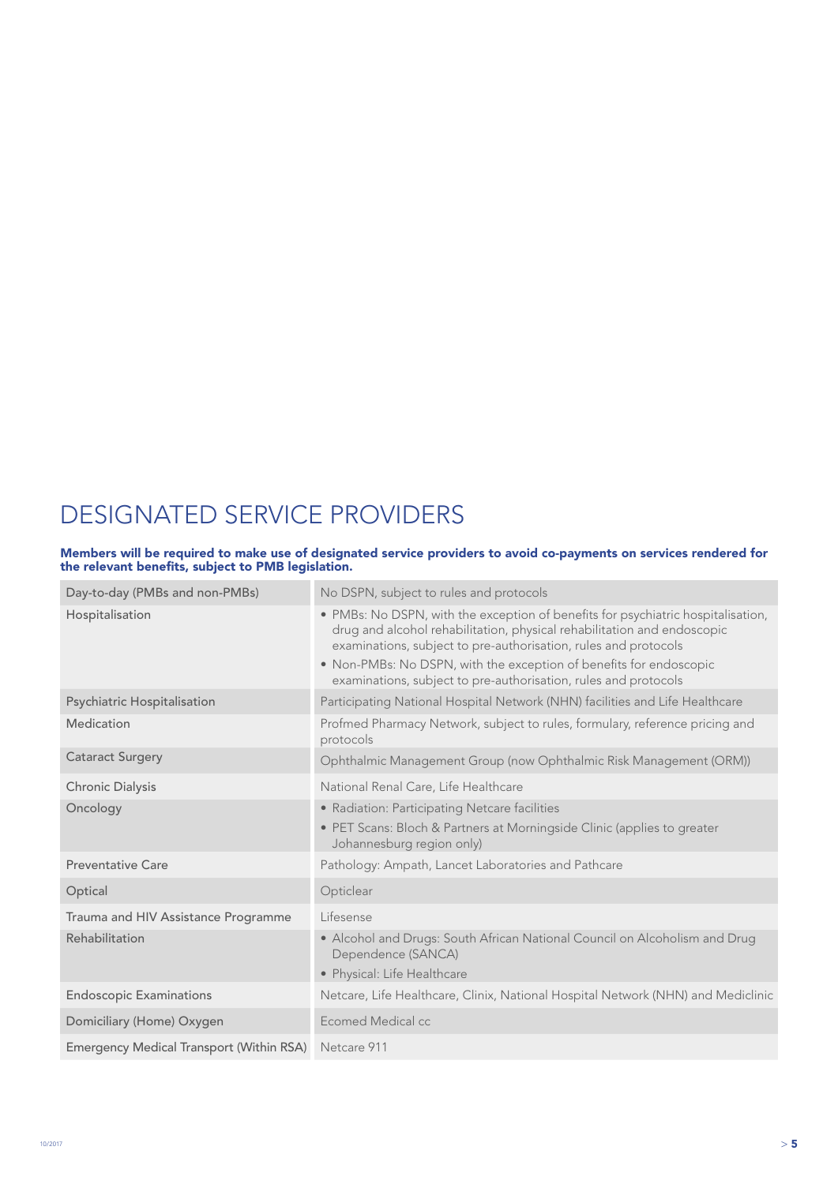# DESIGNATED SERVICE PROVIDERS

**Members will be required to make use of designated service providers to avoid co-payments on services rendered for the relevant benefits, subject to PMB legislation.**

| | |
|---|---|
| Day-to-day (PMBs and non-PMBs) | No DSPN, subject to rules and protocols |
| Hospitalisation | • PMBs: No DSPN, with the exception of benefits for psychiatric hospitalisation, drug and alcohol rehabilitation, physical rehabilitation and endoscopic examinations, subject to pre-authorisation, rules and protocols<br>• Non-PMBs: No DSPN, with the exception of benefits for endoscopic examinations, subject to pre-authorisation, rules and protocols |
| Psychiatric Hospitalisation | Participating National Hospital Network (NHN) facilities and Life Healthcare |
| Medication | Profmed Pharmacy Network, subject to rules, formulary, reference pricing and protocols |
| Cataract Surgery | Ophthalmic Management Group (now Ophthalmic Risk Management (ORM)) |
| Chronic Dialysis | National Renal Care, Life Healthcare |
| Oncology | • Radiation: Participating Netcare facilities<br>• PET Scans: Bloch & Partners at Morningside Clinic (applies to greater Johannesburg region only) |
| Preventative Care | Pathology: Ampath, Lancet Laboratories and Pathcare |
| Optical | Opticlear |
| Trauma and HIV Assistance Programme | Lifesense |
| Rehabilitation | • Alcohol and Drugs: South African National Council on Alcoholism and Drug Dependence (SANCA)<br>• Physical: Life Healthcare |
| Endoscopic Examinations | Netcare, Life Healthcare, Clinix, National Hospital Network (NHN) and Mediclinic |
| Domiciliary (Home) Oxygen | Ecomed Medical cc |
| Emergency Medical Transport (Within RSA) | Netcare 911 |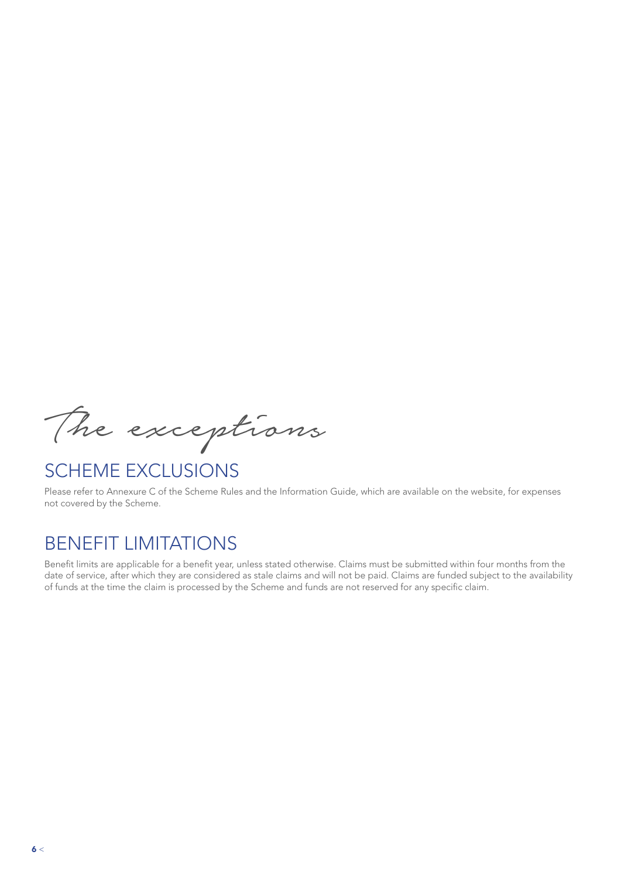*The exceptions*

## SCHEME EXCLUSIONS

Please refer to Annexure C of the Scheme Rules and the Information Guide, which are available on the website, for expenses not covered by the Scheme.

## BENEFIT LIMITATIONS

Benefit limits are applicable for a benefit year, unless stated otherwise. Claims must be submitted within four months from the date of service, after which they are considered as stale claims and will not be paid. Claims are funded subject to the availability of funds at the time the claim is processed by the Scheme and funds are not reserved for any specific claim.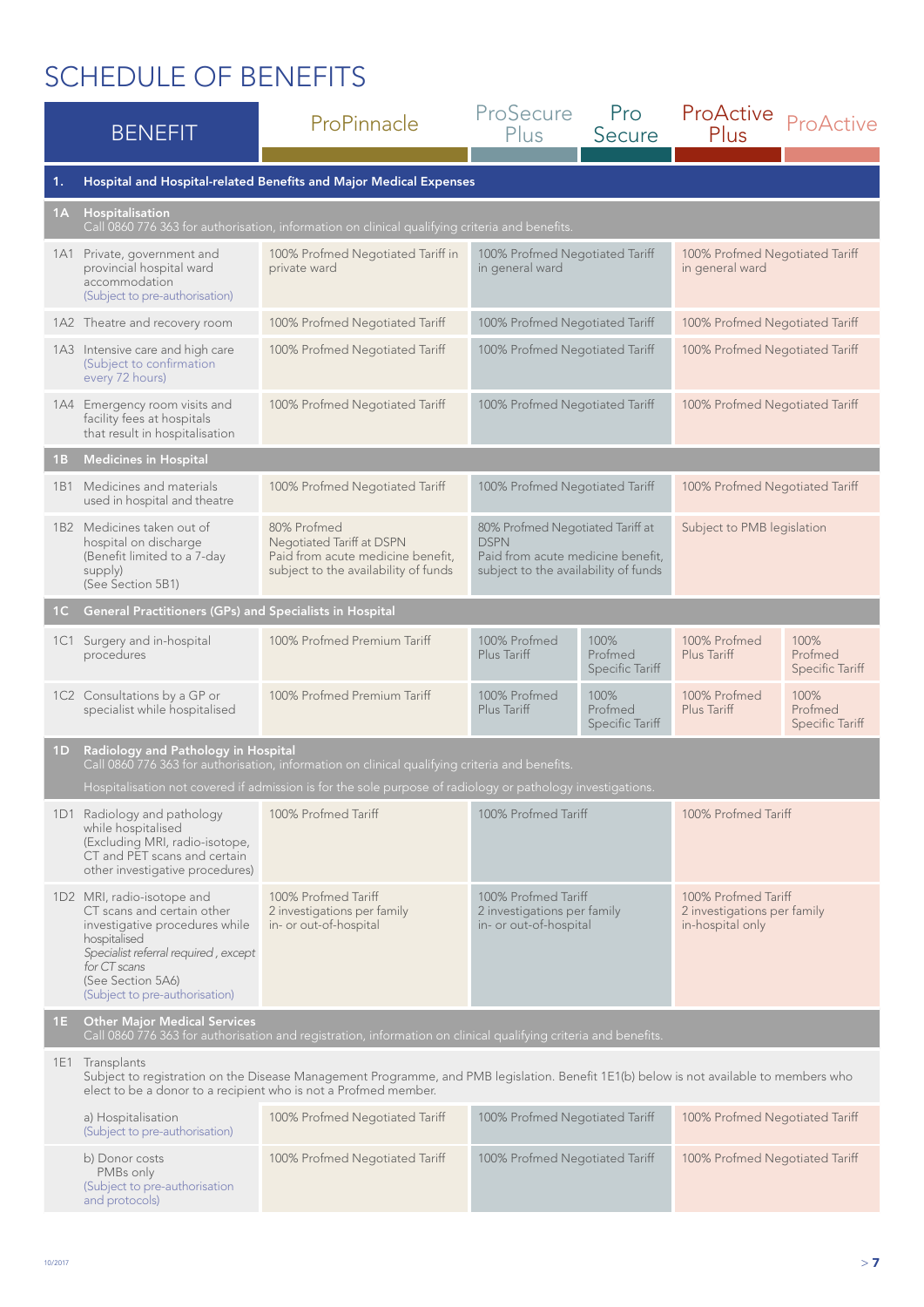# SCHEDULE OF BENEFITS

| BENEFIT | ProPinnacle | ProSecure Plus | Pro Secure | ProActive Plus | ProActive |
|---|---|---|---|---|---|
| **1. Hospital and Hospital-related Benefits and Major Medical Expenses** | | | | | |
| **1A Hospitalisation** Call 0860 776 363 for authorisation, information on clinical qualifying criteria and benefits. | | | | | |
| 1A1 Private, government and provincial hospital ward accommodation (Subject to pre-authorisation) | 100% Profmed Negotiated Tariff in private ward | 100% Profmed Negotiated Tariff in general ward | | 100% Profmed Negotiated Tariff in general ward | |
| 1A2 Theatre and recovery room | 100% Profmed Negotiated Tariff | 100% Profmed Negotiated Tariff | | 100% Profmed Negotiated Tariff | |
| 1A3 Intensive care and high care (Subject to confirmation every 72 hours) | 100% Profmed Negotiated Tariff | 100% Profmed Negotiated Tariff | | 100% Profmed Negotiated Tariff | |
| 1A4 Emergency room visits and facility fees at hospitals that result in hospitalisation | 100% Profmed Negotiated Tariff | 100% Profmed Negotiated Tariff | | 100% Profmed Negotiated Tariff | |
| **1B Medicines in Hospital** | | | | | |
| 1B1 Medicines and materials used in hospital and theatre | 100% Profmed Negotiated Tariff | 100% Profmed Negotiated Tariff | | 100% Profmed Negotiated Tariff | |
| 1B2 Medicines taken out of hospital on discharge (Benefit limited to a 7-day supply) (See Section 5B1) | 80% Profmed Negotiated Tariff at DSPN Paid from acute medicine benefit, subject to the availability of funds | 80% Profmed Negotiated Tariff at DSPN Paid from acute medicine benefit, subject to the availability of funds | | Subject to PMB legislation | |
| **1C General Practitioners (GPs) and Specialists in Hospital** | | | | | |
| 1C1 Surgery and in-hospital procedures | 100% Profmed Premium Tariff | 100% Profmed Plus Tariff | 100% Profmed Specific Tariff | 100% Profmed Plus Tariff | 100% Profmed Specific Tariff |
| 1C2 Consultations by a GP or specialist while hospitalised | 100% Profmed Premium Tariff | 100% Profmed Plus Tariff | 100% Profmed Specific Tariff | 100% Profmed Plus Tariff | 100% Profmed Specific Tariff |
| **1D Radiology and Pathology in Hospital** Call 0860 776 363 for authorisation, information on clinical qualifying criteria and benefits. Hospitalisation not covered if admission is for the sole purpose of radiology or pathology investigations. | | | | | |
| 1D1 Radiology and pathology while hospitalised (Excluding MRI, radio-isotope, CT and PET scans and certain other investigative procedures) | 100% Profmed Tariff | 100% Profmed Tariff | | 100% Profmed Tariff | |
| 1D2 MRI, radio-isotope and CT scans and certain other investigative procedures while hospitalised *Specialist referral required, except for CT scans* (See Section 5A6) (Subject to pre-authorisation) | 100% Profmed Tariff 2 investigations per family in- or out-of-hospital | 100% Profmed Tariff 2 investigations per family in- or out-of-hospital | | 100% Profmed Tariff 2 investigations per family in-hospital only | |
| **1E Other Major Medical Services** Call 0860 776 363 for authorisation and registration, information on clinical qualifying criteria and benefits. | | | | | |
| 1E1 Transplants Subject to registration on the Disease Management Programme, and PMB legislation. Benefit 1E1(b) below is not available to members who elect to be a donor to a recipient who is not a Profmed member. | | | | | |
| a) Hospitalisation (Subject to pre-authorisation) | 100% Profmed Negotiated Tariff | 100% Profmed Negotiated Tariff | | 100% Profmed Negotiated Tariff | |
| b) Donor costs PMBs only (Subject to pre-authorisation and protocols) | 100% Profmed Negotiated Tariff | 100% Profmed Negotiated Tariff | | 100% Profmed Negotiated Tariff | |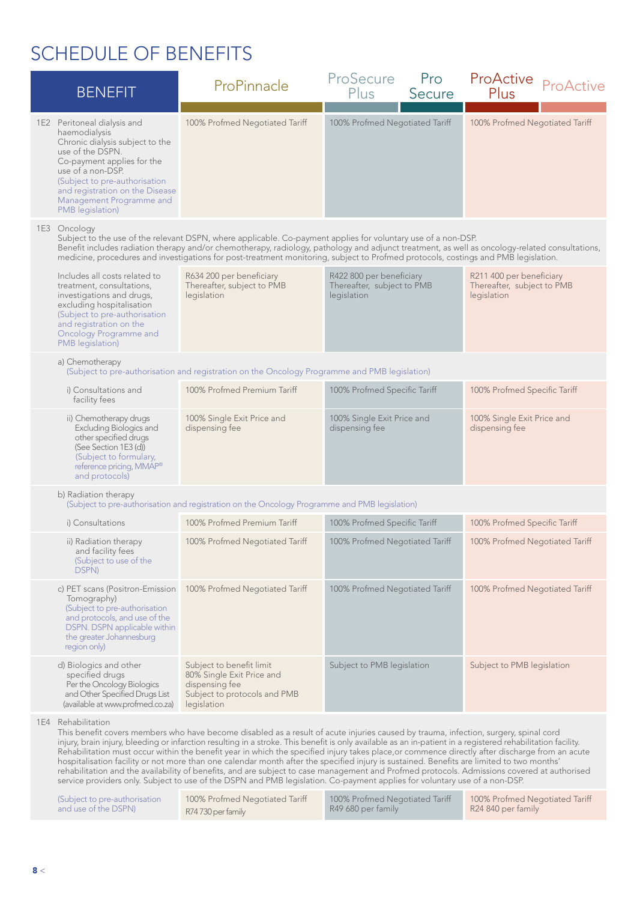# SCHEDULE OF BENEFITS

| BENEFIT | ProPinnacle | ProSecure Plus / Pro Secure | ProActive Plus / ProActive |
|---|---|---|---|
| 1E2 Peritoneal dialysis and haemodialysis<br>Chronic dialysis subject to the use of the DSPN.<br>Co-payment applies for the use of a non-DSP.<br>(Subject to pre-authorisation and registration on the Disease Management Programme and PMB legislation) | 100% Profmed Negotiated Tariff | 100% Profmed Negotiated Tariff | 100% Profmed Negotiated Tariff |
| **1E3 Oncology**<br>Subject to the use of the relevant DSPN, where applicable. Co-payment applies for voluntary use of a non-DSP.<br>Benefit includes radiation therapy and/or chemotherapy, radiology, pathology and adjunct treatment, as well as oncology-related consultations, medicine, procedures and investigations for post-treatment monitoring, subject to Profmed protocols, costings and PMB legislation. | | | |
| Includes all costs related to treatment, consultations, investigations and drugs, excluding hospitalisation<br>(Subject to pre-authorisation and registration on the Oncology Programme and PMB legislation) | R634 200 per beneficiary<br>Thereafter, subject to PMB legislation | R422 800 per beneficiary<br>Thereafter, subject to PMB legislation | R211 400 per beneficiary<br>Thereafter, subject to PMB legislation |
| a) Chemotherapy<br>(Subject to pre-authorisation and registration on the Oncology Programme and PMB legislation) | | | |
| i) Consultations and facility fees | 100% Profmed Premium Tariff | 100% Profmed Specific Tariff | 100% Profmed Specific Tariff |
| ii) Chemotherapy drugs<br>Excluding Biologics and other specified drugs<br>(See Section 1E3 (d))<br>(Subject to formulary, reference pricing, MMAP® and protocols) | 100% Single Exit Price and dispensing fee | 100% Single Exit Price and dispensing fee | 100% Single Exit Price and dispensing fee |
| b) Radiation therapy<br>(Subject to pre-authorisation and registration on the Oncology Programme and PMB legislation) | | | |
| i) Consultations | 100% Profmed Premium Tariff | 100% Profmed Specific Tariff | 100% Profmed Specific Tariff |
| ii) Radiation therapy and facility fees<br>(Subject to use of the DSPN) | 100% Profmed Negotiated Tariff | 100% Profmed Negotiated Tariff | 100% Profmed Negotiated Tariff |
| c) PET scans (Positron-Emission Tomography)<br>(Subject to pre-authorisation and protocols, and use of the DSPN. DSPN applicable within the greater Johannesburg region only) | 100% Profmed Negotiated Tariff | 100% Profmed Negotiated Tariff | 100% Profmed Negotiated Tariff |
| d) Biologics and other specified drugs<br>Per the Oncology Biologics and Other Specified Drugs List (available at www.profmed.co.za) | Subject to benefit limit<br>80% Single Exit Price and dispensing fee<br>Subject to protocols and PMB legislation | Subject to PMB legislation | Subject to PMB legislation |
| **1E4 Rehabilitation**<br>This benefit covers members who have become disabled as a result of acute injuries caused by trauma, infection, surgery, spinal cord injury, brain injury, bleeding or infarction resulting in a stroke. This benefit is only available as an in-patient in a registered rehabilitation facility. Rehabilitation must occur within the benefit year in which the specified injury takes place,or commence directly after discharge from an acute hospitalisation facility or not more than one calendar month after the specified injury is sustained. Benefits are limited to two months' rehabilitation and the availability of benefits, and are subject to case management and Profmed protocols. Admissions covered at authorised service providers only. Subject to use of the DSPN and PMB legislation. Co-payment applies for voluntary use of a non-DSP. | | | |
| (Subject to pre-authorisation and use of the DSPN) | 100% Profmed Negotiated Tariff<br>R74 730 per family | 100% Profmed Negotiated Tariff<br>R49 680 per family | 100% Profmed Negotiated Tariff<br>R24 840 per family |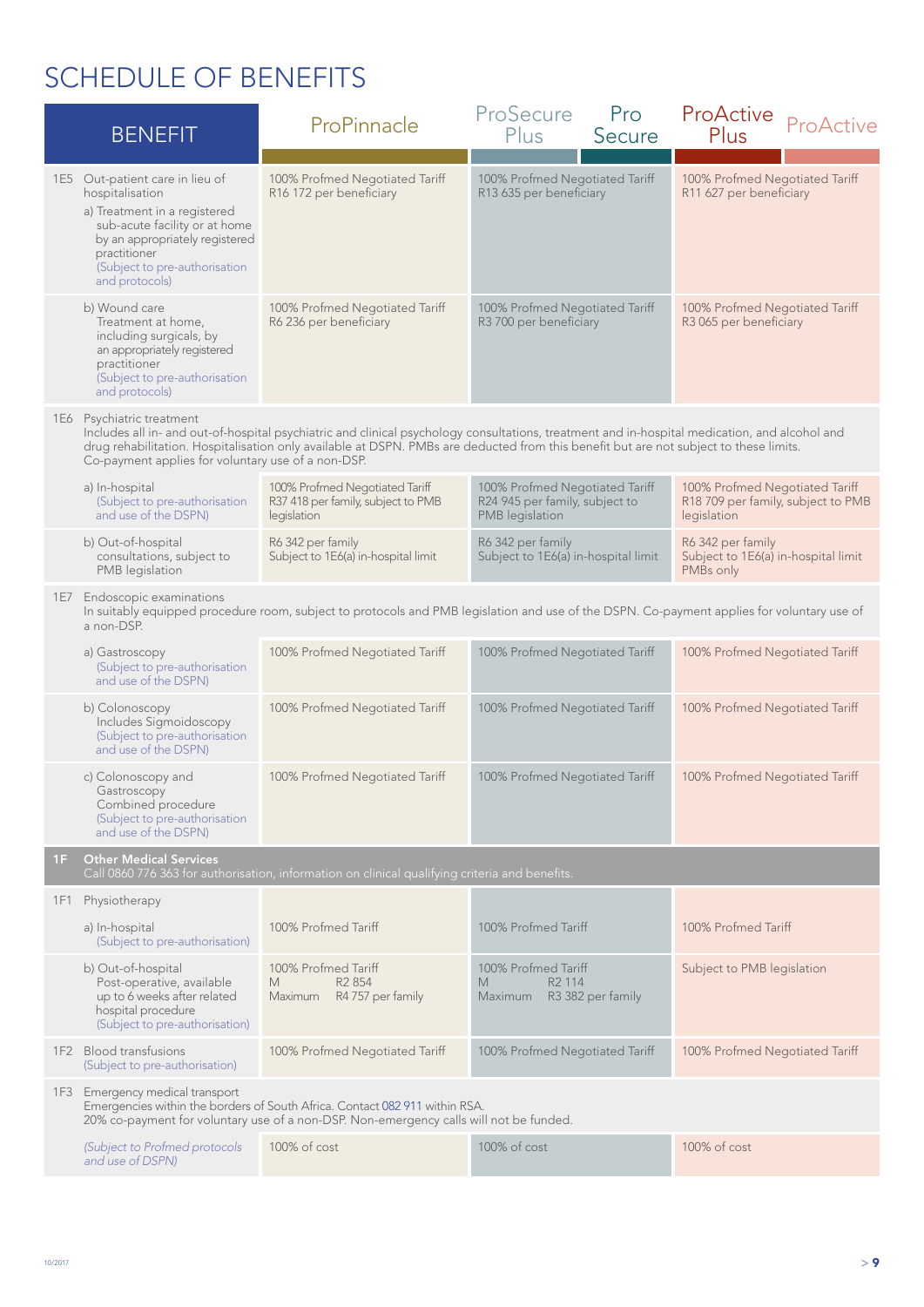# SCHEDULE OF BENEFITS

| BENEFIT | ProPinnacle | ProSecure Plus / Pro Secure | ProActive Plus / ProActive |
|---|---|---|---|
| 1E5 Out-patient care in lieu of hospitalisation<br>a) Treatment in a registered sub-acute facility or at home by an appropriately registered practitioner<br>(Subject to pre-authorisation and protocols) | 100% Profmed Negotiated Tariff<br>R16 172 per beneficiary | 100% Profmed Negotiated Tariff<br>R13 635 per beneficiary | 100% Profmed Negotiated Tariff<br>R11 627 per beneficiary |
| b) Wound care<br>Treatment at home, including surgicals, by an appropriately registered practitioner<br>(Subject to pre-authorisation and protocols) | 100% Profmed Negotiated Tariff<br>R6 236 per beneficiary | 100% Profmed Negotiated Tariff<br>R3 700 per beneficiary | 100% Profmed Negotiated Tariff<br>R3 065 per beneficiary |
| 1E6 Psychiatric treatment<br>Includes all in- and out-of-hospital psychiatric and clinical psychology consultations, treatment and in-hospital medication, and alcohol and drug rehabilitation. Hospitalisation only available at DSPN. PMBs are deducted from this benefit but are not subject to these limits. Co-payment applies for voluntary use of a non-DSP. | | | |
| a) In-hospital<br>(Subject to pre-authorisation and use of the DSPN) | 100% Profmed Negotiated Tariff<br>R37 418 per family, subject to PMB legislation | 100% Profmed Negotiated Tariff<br>R24 945 per family, subject to PMB legislation | 100% Profmed Negotiated Tariff<br>R18 709 per family, subject to PMB legislation |
| b) Out-of-hospital consultations, subject to PMB legislation | R6 342 per family<br>Subject to 1E6(a) in-hospital limit | R6 342 per family<br>Subject to 1E6(a) in-hospital limit | R6 342 per family<br>Subject to 1E6(a) in-hospital limit<br>PMBs only |
| 1E7 Endoscopic examinations<br>In suitably equipped procedure room, subject to protocols and PMB legislation and use of the DSPN. Co-payment applies for voluntary use of a non-DSP. | | | |
| a) Gastroscopy<br>(Subject to pre-authorisation and use of the DSPN) | 100% Profmed Negotiated Tariff | 100% Profmed Negotiated Tariff | 100% Profmed Negotiated Tariff |
| b) Colonoscopy<br>Includes Sigmoidoscopy<br>(Subject to pre-authorisation and use of the DSPN) | 100% Profmed Negotiated Tariff | 100% Profmed Negotiated Tariff | 100% Profmed Negotiated Tariff |
| c) Colonoscopy and Gastroscopy<br>Combined procedure<br>(Subject to pre-authorisation and use of the DSPN) | 100% Profmed Negotiated Tariff | 100% Profmed Negotiated Tariff | 100% Profmed Negotiated Tariff |
| **1F Other Medical Services**<br>Call 0860 776 363 for authorisation, information on clinical qualifying criteria and benefits. | | | |
| 1F1 Physiotherapy<br>a) In-hospital<br>(Subject to pre-authorisation) | 100% Profmed Tariff | 100% Profmed Tariff | 100% Profmed Tariff |
| b) Out-of-hospital<br>Post-operative, available up to 6 weeks after related hospital procedure<br>(Subject to pre-authorisation) | 100% Profmed Tariff<br>M R2 854<br>Maximum R4 757 per family | 100% Profmed Tariff<br>M R2 114<br>Maximum R3 382 per family | Subject to PMB legislation |
| 1F2 Blood transfusions<br>(Subject to pre-authorisation) | 100% Profmed Negotiated Tariff | 100% Profmed Negotiated Tariff | 100% Profmed Negotiated Tariff |
| 1F3 Emergency medical transport<br>Emergencies within the borders of South Africa. Contact 082 911 within RSA.<br>20% co-payment for voluntary use of a non-DSP. Non-emergency calls will not be funded. | | | |
| *(Subject to Profmed protocols and use of DSPN)* | 100% of cost | 100% of cost | 100% of cost |

10/2017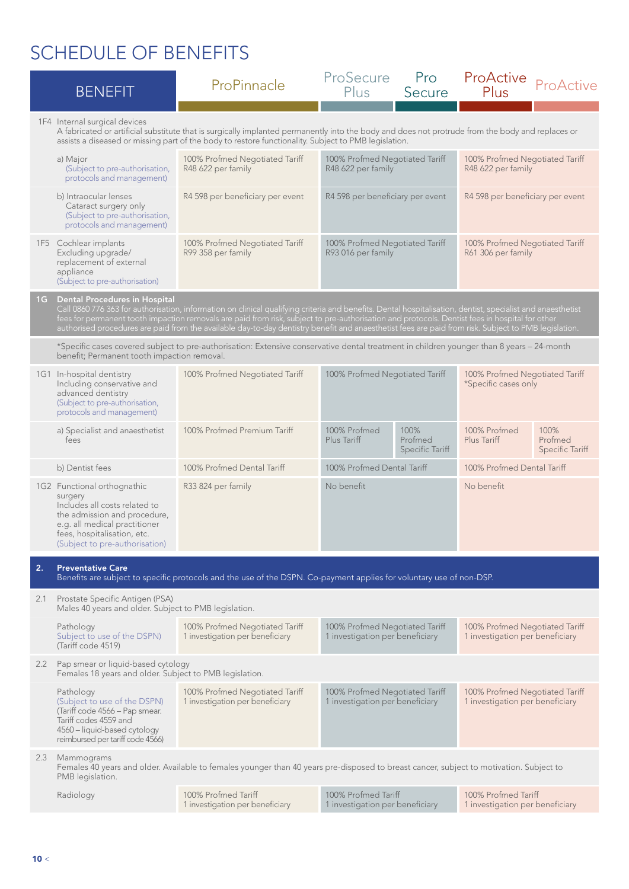# SCHEDULE OF BENEFITS

| BENEFIT | ProPinnacle | ProSecure Plus | Pro Secure | ProActive Plus | ProActive |
|---|---|---|---|---|---|
| **1F4** Internal surgical devices<br>A fabricated or artificial substitute that is surgically implanted permanently into the body and does not protrude from the body and replaces or assists a diseased or missing part of the body to restore functionality. Subject to PMB legislation. | | | | | |
| a) Major<br>(Subject to pre-authorisation, protocols and management) | 100% Profmed Negotiated Tariff<br>R48 622 per family | 100% Profmed Negotiated Tariff<br>R48 622 per family | | 100% Profmed Negotiated Tariff<br>R48 622 per family | |
| b) Intraocular lenses<br>Cataract surgery only<br>(Subject to pre-authorisation, protocols and management) | R4 598 per beneficiary per event | R4 598 per beneficiary per event | | R4 598 per beneficiary per event | |
| **1F5** Cochlear implants<br>Excluding upgrade/replacement of external appliance<br>(Subject to pre-authorisation) | 100% Profmed Negotiated Tariff<br>R99 358 per family | 100% Profmed Negotiated Tariff<br>R93 016 per family | | 100% Profmed Negotiated Tariff<br>R61 306 per family | |
| **1G Dental Procedures in Hospital**<br>Call 0860 776 363 for authorisation, information on clinical qualifying criteria and benefits. Dental hospitalisation, dentist, specialist and anaesthetist fees for permanent tooth impaction removals are paid from risk, subject to pre-authorisation and protocols. Dentist fees in hospital for other authorised procedures are paid from the available day-to-day dentistry benefit and anaesthetist fees are paid from risk. Subject to PMB legislation. | | | | | |
| *Specific cases covered subject to pre-authorisation: Extensive conservative dental treatment in children younger than 8 years – 24-month benefit; Permanent tooth impaction removal. | | | | | |
| **1G1** In-hospital dentistry<br>Including conservative and advanced dentistry<br>(Subject to pre-authorisation, protocols and management) | 100% Profmed Negotiated Tariff | 100% Profmed Negotiated Tariff | | 100% Profmed Negotiated Tariff<br>*Specific cases only | |
| a) Specialist and anaesthetist fees | 100% Profmed Premium Tariff | 100% Profmed Plus Tariff | 100% Profmed Specific Tariff | 100% Profmed Plus Tariff | 100% Profmed Specific Tariff |
| b) Dentist fees | 100% Profmed Dental Tariff | 100% Profmed Dental Tariff | | 100% Profmed Dental Tariff | |
| **1G2** Functional orthognathic surgery<br>Includes all costs related to the admission and procedure, e.g. all medical practitioner fees, hospitalisation, etc.<br>(Subject to pre-authorisation) | R33 824 per family | No benefit | | No benefit | |
| **2. Preventative Care**<br>Benefits are subject to specific protocols and the use of the DSPN. Co-payment applies for voluntary use of non-DSP. | | | | | |
| **2.1** Prostate Specific Antigen (PSA)<br>Males 40 years and older. Subject to PMB legislation. | | | | | |
| Pathology<br>Subject to use of the DSPN)<br>(Tariff code 4519) | 100% Profmed Negotiated Tariff<br>1 investigation per beneficiary | 100% Profmed Negotiated Tariff<br>1 investigation per beneficiary | | 100% Profmed Negotiated Tariff<br>1 investigation per beneficiary | |
| **2.2** Pap smear or liquid-based cytology<br>Females 18 years and older. Subject to PMB legislation. | | | | | |
| Pathology<br>(Subject to use of the DSPN)<br>(Tariff code 4566 – Pap smear. Tariff codes 4559 and 4560 – liquid-based cytology reimbursed per tariff code 4566) | 100% Profmed Negotiated Tariff<br>1 investigation per beneficiary | 100% Profmed Negotiated Tariff<br>1 investigation per beneficiary | | 100% Profmed Negotiated Tariff<br>1 investigation per beneficiary | |
| **2.3** Mammograms<br>Females 40 years and older. Available to females younger than 40 years pre-disposed to breast cancer, subject to motivation. Subject to PMB legislation. | | | | | |
| Radiology | 100% Profmed Tariff<br>1 investigation per beneficiary | 100% Profmed Tariff<br>1 investigation per beneficiary | | 100% Profmed Tariff<br>1 investigation per beneficiary | |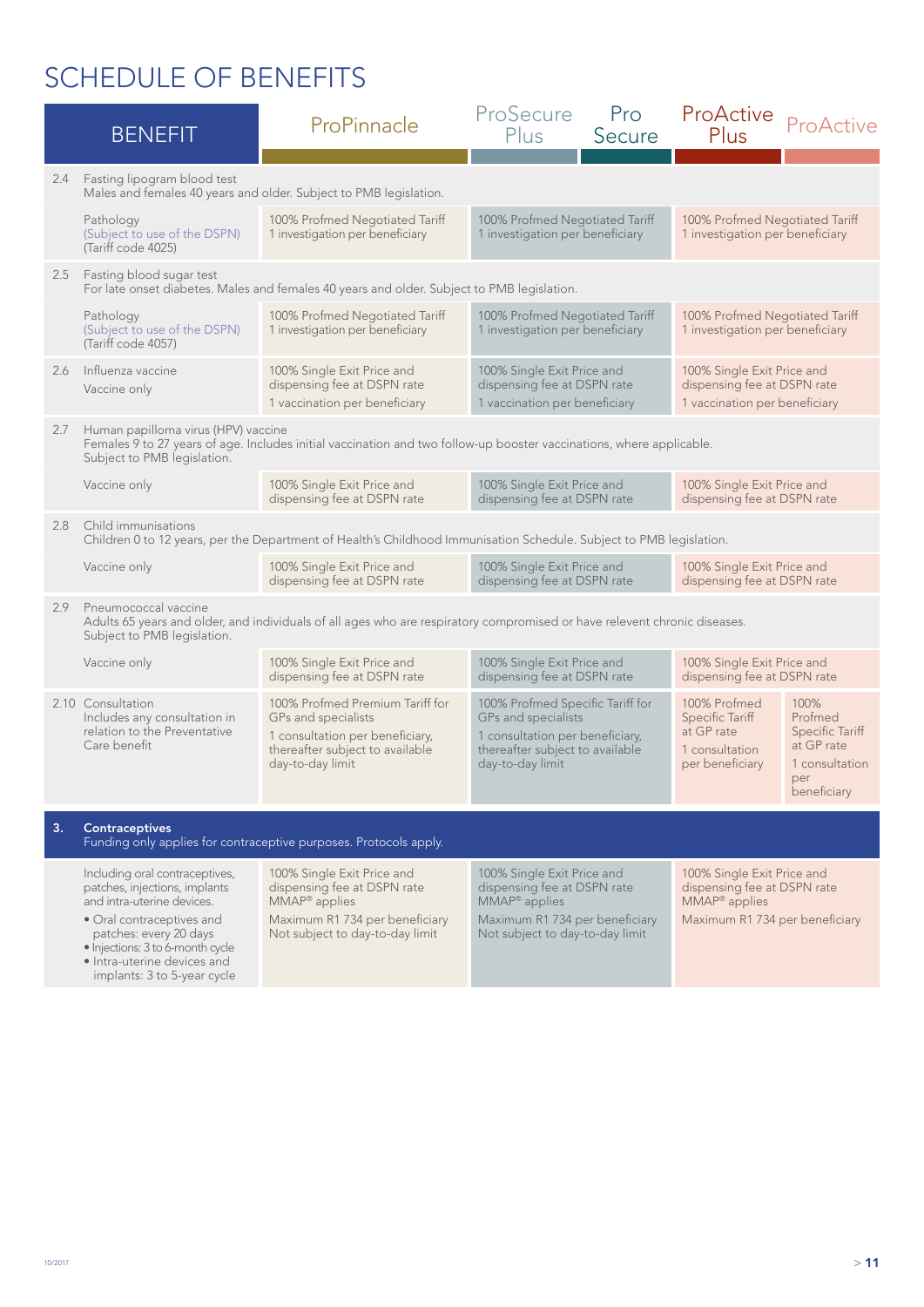# SCHEDULE OF BENEFITS

| | BENEFIT | ProPinnacle | ProSecure Plus | Pro Secure | ProActive Plus | ProActive |
|---|---|---|---|---|---|---|
| 2.4 | Fasting lipogram blood test<br>Males and females 40 years and older. Subject to PMB legislation. | | | | | |
| | Pathology<br>(Subject to use of the DSPN)<br>(Tariff code 4025) | 100% Profmed Negotiated Tariff<br>1 investigation per beneficiary | 100% Profmed Negotiated Tariff<br>1 investigation per beneficiary | | 100% Profmed Negotiated Tariff<br>1 investigation per beneficiary | |
| 2.5 | Fasting blood sugar test<br>For late onset diabetes. Males and females 40 years and older. Subject to PMB legislation. | | | | | |
| | Pathology<br>(Subject to use of the DSPN)<br>(Tariff code 4057) | 100% Profmed Negotiated Tariff<br>1 investigation per beneficiary | 100% Profmed Negotiated Tariff<br>1 investigation per beneficiary | | 100% Profmed Negotiated Tariff<br>1 investigation per beneficiary | |
| 2.6 | Influenza vaccine<br>Vaccine only | 100% Single Exit Price and dispensing fee at DSPN rate<br>1 vaccination per beneficiary | 100% Single Exit Price and dispensing fee at DSPN rate<br>1 vaccination per beneficiary | | 100% Single Exit Price and dispensing fee at DSPN rate<br>1 vaccination per beneficiary | |
| 2.7 | Human papilloma virus (HPV) vaccine<br>Females 9 to 27 years of age. Includes initial vaccination and two follow-up booster vaccinations, where applicable. Subject to PMB legislation. | | | | | |
| | Vaccine only | 100% Single Exit Price and dispensing fee at DSPN rate | 100% Single Exit Price and dispensing fee at DSPN rate | | 100% Single Exit Price and dispensing fee at DSPN rate | |
| 2.8 | Child immunisations<br>Children 0 to 12 years, per the Department of Health's Childhood Immunisation Schedule. Subject to PMB legislation. | | | | | |
| | Vaccine only | 100% Single Exit Price and dispensing fee at DSPN rate | 100% Single Exit Price and dispensing fee at DSPN rate | | 100% Single Exit Price and dispensing fee at DSPN rate | |
| 2.9 | Pneumococcal vaccine<br>Adults 65 years and older, and individuals of all ages who are respiratory compromised or have relevent chronic diseases. Subject to PMB legislation. | | | | | |
| | Vaccine only | 100% Single Exit Price and dispensing fee at DSPN rate | 100% Single Exit Price and dispensing fee at DSPN rate | | 100% Single Exit Price and dispensing fee at DSPN rate | |
| 2.10 | Consultation<br>Includes any consultation in relation to the Preventative Care benefit | 100% Profmed Premium Tariff for GPs and specialists<br>1 consultation per beneficiary, thereafter subject to available day-to-day limit | 100% Profmed Specific Tariff for GPs and specialists<br>1 consultation per beneficiary, thereafter subject to available day-to-day limit | | 100% Profmed Specific Tariff at GP rate<br>1 consultation per beneficiary | 100% Profmed Specific Tariff at GP rate<br>1 consultation per beneficiary |
| **3.** | **Contraceptives**<br>Funding only applies for contraceptive purposes. Protocols apply. | | | | | |
| | Including oral contraceptives, patches, injections, implants and intra-uterine devices.<br>• Oral contraceptives and patches: every 20 days<br>• Injections: 3 to 6-month cycle<br>• Intra-uterine devices and implants: 3 to 5-year cycle | 100% Single Exit Price and dispensing fee at DSPN rate<br>MMAP® applies<br>Maximum R1 734 per beneficiary<br>Not subject to day-to-day limit | 100% Single Exit Price and dispensing fee at DSPN rate<br>MMAP® applies<br>Maximum R1 734 per beneficiary<br>Not subject to day-to-day limit | | 100% Single Exit Price and dispensing fee at DSPN rate<br>MMAP® applies<br>Maximum R1 734 per beneficiary | |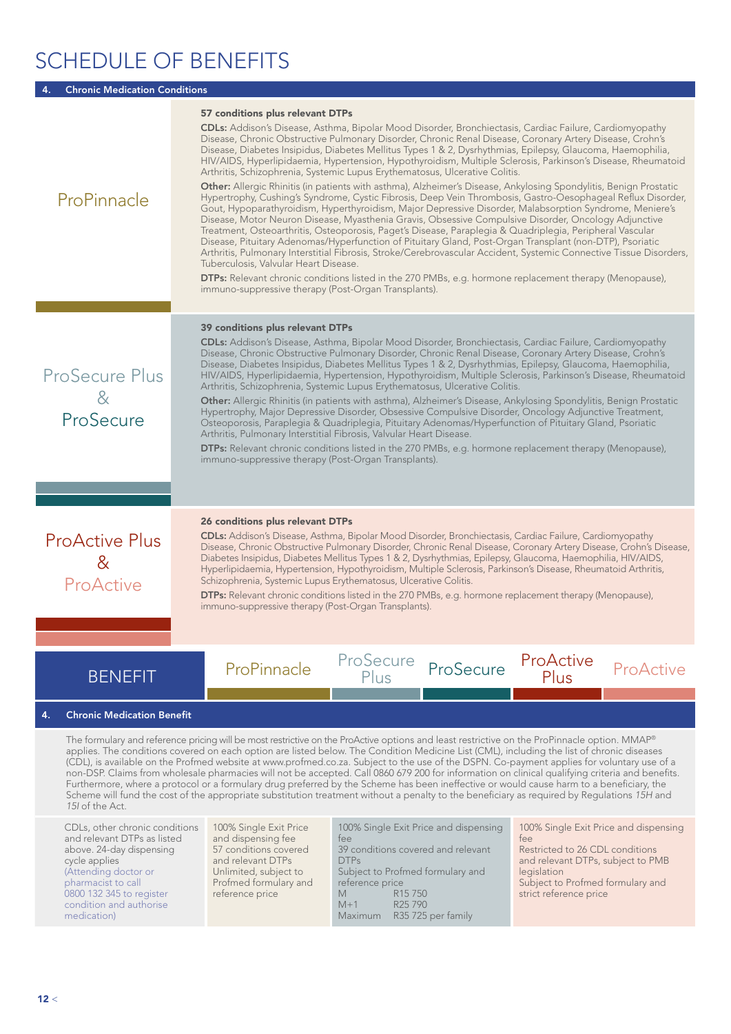# SCHEDULE OF BENEFITS

## 4. Chronic Medication Conditions

### ProPinnacle

**57 conditions plus relevant DTPs**

**CDLs:** Addison's Disease, Asthma, Bipolar Mood Disorder, Bronchiectasis, Cardiac Failure, Cardiomyopathy Disease, Chronic Obstructive Pulmonary Disorder, Chronic Renal Disease, Coronary Artery Disease, Crohn's Disease, Diabetes Insipidus, Diabetes Mellitus Types 1 & 2, Dysrhythmias, Epilepsy, Glaucoma, Haemophilia, HIV/AIDS, Hyperlipidaemia, Hypertension, Hypothyroidism, Multiple Sclerosis, Parkinson's Disease, Rheumatoid Arthritis, Schizophrenia, Systemic Lupus Erythematosus, Ulcerative Colitis.

**Other:** Allergic Rhinitis (in patients with asthma), Alzheimer's Disease, Ankylosing Spondylitis, Benign Prostatic Hypertrophy, Cushing's Syndrome, Cystic Fibrosis, Deep Vein Thrombosis, Gastro-Oesophageal Reflux Disorder, Gout, Hypoparathyroidism, Hyperthyroidism, Major Depressive Disorder, Malabsorption Syndrome, Meniere's Disease, Motor Neuron Disease, Myasthenia Gravis, Obsessive Compulsive Disorder, Oncology Adjunctive Treatment, Osteoarthritis, Osteoporosis, Paget's Disease, Paraplegia & Quadriplegia, Peripheral Vascular Disease, Pituitary Adenomas/Hyperfunction of Pituitary Gland, Post-Organ Transplant (non-DTP), Psoriatic Arthritis, Pulmonary Interstitial Fibrosis, Stroke/Cerebrovascular Accident, Systemic Connective Tissue Disorders, Tuberculosis, Valvular Heart Disease.

**DTPs:** Relevant chronic conditions listed in the 270 PMBs, e.g. hormone replacement therapy (Menopause), immuno-suppressive therapy (Post-Organ Transplants).

### ProSecure Plus & ProSecure

**39 conditions plus relevant DTPs**

**CDLs:** Addison's Disease, Asthma, Bipolar Mood Disorder, Bronchiectasis, Cardiac Failure, Cardiomyopathy Disease, Chronic Obstructive Pulmonary Disorder, Chronic Renal Disease, Coronary Artery Disease, Crohn's Disease, Diabetes Insipidus, Diabetes Mellitus Types 1 & 2, Dysrhythmias, Epilepsy, Glaucoma, Haemophilia, HIV/AIDS, Hyperlipidaemia, Hypertension, Hypothyroidism, Multiple Sclerosis, Parkinson's Disease, Rheumatoid Arthritis, Schizophrenia, Systemic Lupus Erythematosus, Ulcerative Colitis.

**Other:** Allergic Rhinitis (in patients with asthma), Alzheimer's Disease, Ankylosing Spondylitis, Benign Prostatic Hypertrophy, Major Depressive Disorder, Obsessive Compulsive Disorder, Oncology Adjunctive Treatment, Osteoporosis, Paraplegia & Quadriplegia, Pituitary Adenomas/Hyperfunction of Pituitary Gland, Psoriatic Arthritis, Pulmonary Interstitial Fibrosis, Valvular Heart Disease.

**DTPs:** Relevant chronic conditions listed in the 270 PMBs, e.g. hormone replacement therapy (Menopause), immuno-suppressive therapy (Post-Organ Transplants).

### ProActive Plus & ProActive

**26 conditions plus relevant DTPs**

**CDLs:** Addison's Disease, Asthma, Bipolar Mood Disorder, Bronchiectasis, Cardiac Failure, Cardiomyopathy Disease, Chronic Obstructive Pulmonary Disorder, Chronic Renal Disease, Coronary Artery Disease, Crohn's Disease, Diabetes Insipidus, Diabetes Mellitus Types 1 & 2, Dysrhythmias, Epilepsy, Glaucoma, Haemophilia, HIV/AIDS, Hyperlipidaemia, Hypertension, Hypothyroidism, Multiple Sclerosis, Parkinson's Disease, Rheumatoid Arthritis, Schizophrenia, Systemic Lupus Erythematosus, Ulcerative Colitis.

**DTPs:** Relevant chronic conditions listed in the 270 PMBs, e.g. hormone replacement therapy (Menopause), immuno-suppressive therapy (Post-Organ Transplants).

## 4. Chronic Medication Benefit

The formulary and reference pricing will be most restrictive on the ProActive options and least restrictive on the ProPinnacle option. MMAP® applies. The conditions covered on each option are listed below. The Condition Medicine List (CML), including the list of chronic diseases (CDL), is available on the Profmed website at www.profmed.co.za. Subject to the use of the DSPN. Co-payment applies for voluntary use of a non-DSP. Claims from wholesale pharmacies will not be accepted. Call 0860 679 200 for information on clinical qualifying criteria and benefits. Furthermore, where a protocol or a formulary drug preferred by the Scheme has been ineffective or would cause harm to a beneficiary, the Scheme will fund the cost of the appropriate substitution treatment without a penalty to the beneficiary as required by Regulations *15H* and *15I* of the Act.

| BENEFIT | ProPinnacle | ProSecure Plus & ProSecure | ProActive Plus & ProActive |
|---|---|---|---|
| CDLs, other chronic conditions and relevant DTPs as listed above. 24-day dispensing cycle applies (Attending doctor or pharmacist to call 0800 132 345 to register condition and authorise medication) | 100% Single Exit Price and dispensing fee<br>57 conditions covered and relevant DTPs<br>Unlimited, subject to Profmed formulary and reference price | 100% Single Exit Price and dispensing fee<br>39 conditions covered and relevant DTPs<br>Subject to Profmed formulary and reference price<br>M R15 750<br>M+1 R25 790<br>Maximum R35 725 per family | 100% Single Exit Price and dispensing fee<br>Restricted to 26 CDL conditions and relevant DTPs, subject to PMB legislation<br>Subject to Profmed formulary and strict reference price |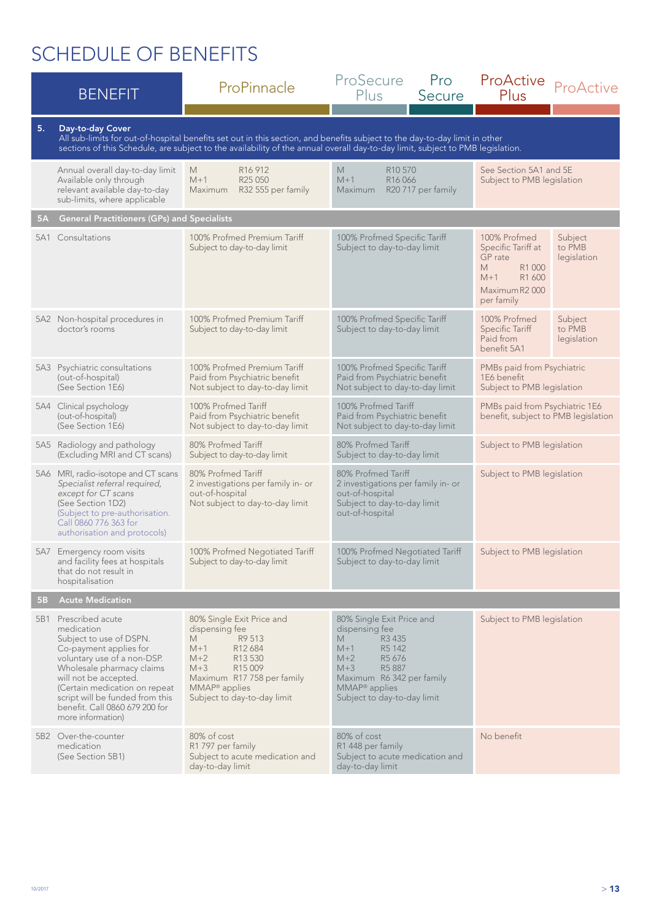# SCHEDULE OF BENEFITS

| BENEFIT | | ProPinnacle | ProSecure Plus / Pro Secure | ProActive Plus | ProActive |
|---|---|---|---|---|---|
| **5.** | **Day-to-day Cover**<br>All sub-limits for out-of-hospital benefits set out in this section, and benefits subject to the day-to-day limit in other sections of this Schedule, are subject to the availability of the annual overall day-to-day limit, subject to PMB legislation. | | | | |
| | Annual overall day-to-day limit<br>Available only through relevant available day-to-day sub-limits, where applicable | M R16 912<br>M+1 R25 050<br>Maximum R32 555 per family | M R10 570<br>M+1 R16 066<br>Maximum R20 717 per family | See Section 5A1 and 5E<br>Subject to PMB legislation | |
| **5A** | **General Practitioners (GPs) and Specialists** | | | | |
| 5A1 | Consultations | 100% Profmed Premium Tariff<br>Subject to day-to-day limit | 100% Profmed Specific Tariff<br>Subject to day-to-day limit | 100% Profmed Specific Tariff at GP rate<br>M R1 000<br>M+1 R1 600<br>Maximum R2 000 per family | Subject to PMB legislation |
| 5A2 | Non-hospital procedures in doctor's rooms | 100% Profmed Premium Tariff<br>Subject to day-to-day limit | 100% Profmed Specific Tariff<br>Subject to day-to-day limit | 100% Profmed Specific Tariff<br>Paid from benefit 5A1 | Subject to PMB legislation |
| 5A3 | Psychiatric consultations (out-of-hospital)<br>(See Section 1E6) | 100% Profmed Premium Tariff<br>Paid from Psychiatric benefit<br>Not subject to day-to-day limit | 100% Profmed Specific Tariff<br>Paid from Psychiatric benefit<br>Not subject to day-to-day limit | PMBs paid from Psychiatric 1E6 benefit<br>Subject to PMB legislation | |
| 5A4 | Clinical psychology (out-of-hospital)<br>(See Section 1E6) | 100% Profmed Tariff<br>Paid from Psychiatric benefit<br>Not subject to day-to-day limit | 100% Profmed Tariff<br>Paid from Psychiatric benefit<br>Not subject to day-to-day limit | PMBs paid from Psychiatric 1E6 benefit, subject to PMB legislation | |
| 5A5 | Radiology and pathology (Excluding MRI and CT scans) | 80% Profmed Tariff<br>Subject to day-to-day limit | 80% Profmed Tariff<br>Subject to day-to-day limit | Subject to PMB legislation | |
| 5A6 | MRI, radio-isotope and CT scans<br>*Specialist referral required, except for CT scans*<br>(See Section 1D2)<br>(Subject to pre-authorisation. Call 0860 776 363 for authorisation and protocols) | 80% Profmed Tariff<br>2 investigations per family in- or out-of-hospital<br>Not subject to day-to-day limit | 80% Profmed Tariff<br>2 investigations per family in- or out-of-hospital<br>Subject to day-to-day limit out-of-hospital | Subject to PMB legislation | |
| 5A7 | Emergency room visits and facility fees at hospitals that do not result in hospitalisation | 100% Profmed Negotiated Tariff<br>Subject to day-to-day limit | 100% Profmed Negotiated Tariff<br>Subject to day-to-day limit | Subject to PMB legislation | |
| **5B** | **Acute Medication** | | | | |
| 5B1 | Prescribed acute medication<br>Subject to use of DSPN.<br>Co-payment applies for voluntary use of a non-DSP.<br>Wholesale pharmacy claims will not be accepted.<br>(Certain medication on repeat script will be funded from this benefit. Call 0860 679 200 for more information) | 80% Single Exit Price and dispensing fee<br>M R9 513<br>M+1 R12 684<br>M+2 R13 530<br>M+3 R15 009<br>Maximum R17 758 per family<br>MMAP® applies<br>Subject to day-to-day limit | 80% Single Exit Price and dispensing fee<br>M R3 435<br>M+1 R5 142<br>M+2 R5 676<br>M+3 R5 887<br>Maximum R6 342 per family<br>MMAP® applies<br>Subject to day-to-day limit | Subject to PMB legislation | |
| 5B2 | Over-the-counter medication<br>(See Section 5B1) | 80% of cost<br>R1 797 per family<br>Subject to acute medication and day-to-day limit | 80% of cost<br>R1 448 per family<br>Subject to acute medication and day-to-day limit | No benefit | |

10/2017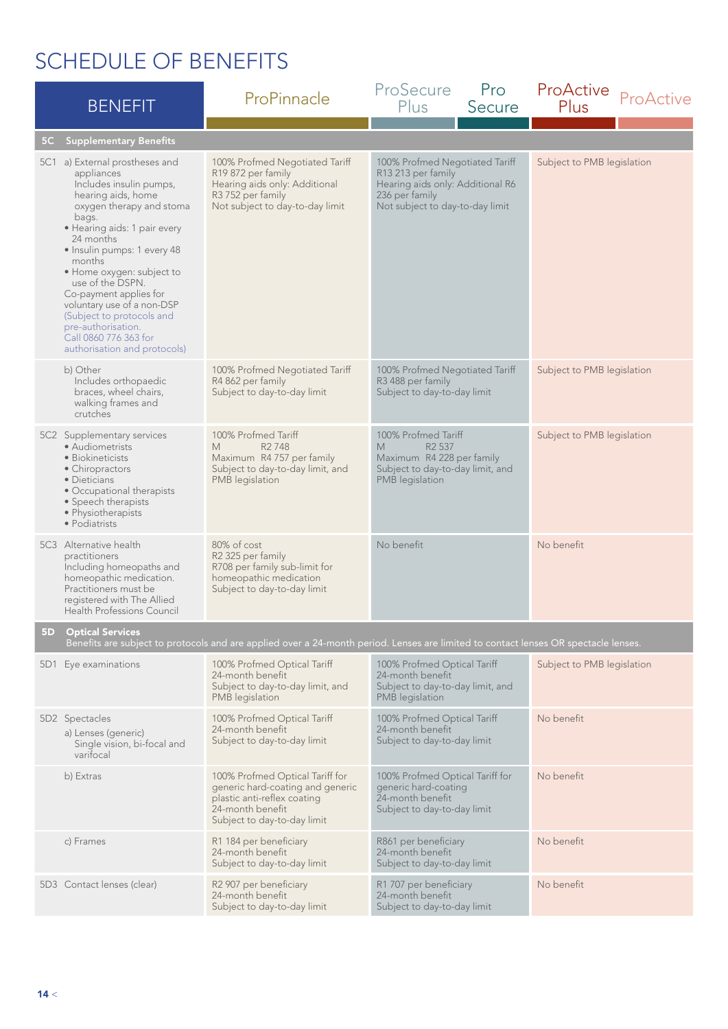# SCHEDULE OF BENEFITS

| BENEFIT | ProPinnacle | ProSecure Plus / Pro Secure | ProActive Plus / ProActive |
|---|---|---|---|
| **5C Supplementary Benefits** | | | |
| 5C1 a) External prostheses and appliances<br>Includes insulin pumps, hearing aids, home oxygen therapy and stoma bags.<br>• Hearing aids: 1 pair every 24 months<br>• Insulin pumps: 1 every 48 months<br>• Home oxygen: subject to use of the DSPN.<br>Co-payment applies for voluntary use of a non-DSP<br>(Subject to protocols and pre-authorisation. Call 0860 776 363 for authorisation and protocols) | 100% Profmed Negotiated Tariff<br>R19 872 per family<br>Hearing aids only: Additional R3 752 per family<br>Not subject to day-to-day limit | 100% Profmed Negotiated Tariff<br>R13 213 per family<br>Hearing aids only: Additional R6 236 per family<br>Not subject to day-to-day limit | Subject to PMB legislation |
| b) Other<br>Includes orthopaedic braces, wheel chairs, walking frames and crutches | 100% Profmed Negotiated Tariff<br>R4 862 per family<br>Subject to day-to-day limit | 100% Profmed Negotiated Tariff<br>R3 488 per family<br>Subject to day-to-day limit | Subject to PMB legislation |
| 5C2 Supplementary services<br>• Audiometrists<br>• Biokineticists<br>• Chiropractors<br>• Dieticians<br>• Occupational therapists<br>• Speech therapists<br>• Physiotherapists<br>• Podiatrists | 100% Profmed Tariff<br>M R2 748<br>Maximum R4 757 per family<br>Subject to day-to-day limit, and PMB legislation | 100% Profmed Tariff<br>M R2 537<br>Maximum R4 228 per family<br>Subject to day-to-day limit, and PMB legislation | Subject to PMB legislation |
| 5C3 Alternative health practitioners<br>Including homeopaths and homeopathic medication.<br>Practitioners must be registered with The Allied Health Professions Council | 80% of cost<br>R2 325 per family<br>R708 per family sub-limit for homeopathic medication<br>Subject to day-to-day limit | No benefit | No benefit |
| **5D Optical Services**<br>Benefits are subject to protocols and are applied over a 24-month period. Lenses are limited to contact lenses OR spectacle lenses. | | | |
| 5D1 Eye examinations | 100% Profmed Optical Tariff<br>24-month benefit<br>Subject to day-to-day limit, and PMB legislation | 100% Profmed Optical Tariff<br>24-month benefit<br>Subject to day-to-day limit, and PMB legislation | Subject to PMB legislation |
| 5D2 Spectacles<br>a) Lenses (generic)<br>Single vision, bi-focal and varifocal | 100% Profmed Optical Tariff<br>24-month benefit<br>Subject to day-to-day limit | 100% Profmed Optical Tariff<br>24-month benefit<br>Subject to day-to-day limit | No benefit |
| b) Extras | 100% Profmed Optical Tariff for generic hard-coating and generic plastic anti-reflex coating<br>24-month benefit<br>Subject to day-to-day limit | 100% Profmed Optical Tariff for generic hard-coating<br>24-month benefit<br>Subject to day-to-day limit | No benefit |
| c) Frames | R1 184 per beneficiary<br>24-month benefit<br>Subject to day-to-day limit | R861 per beneficiary<br>24-month benefit<br>Subject to day-to-day limit | No benefit |
| 5D3 Contact lenses (clear) | R2 907 per beneficiary<br>24-month benefit<br>Subject to day-to-day limit | R1 707 per beneficiary<br>24-month benefit<br>Subject to day-to-day limit | No benefit |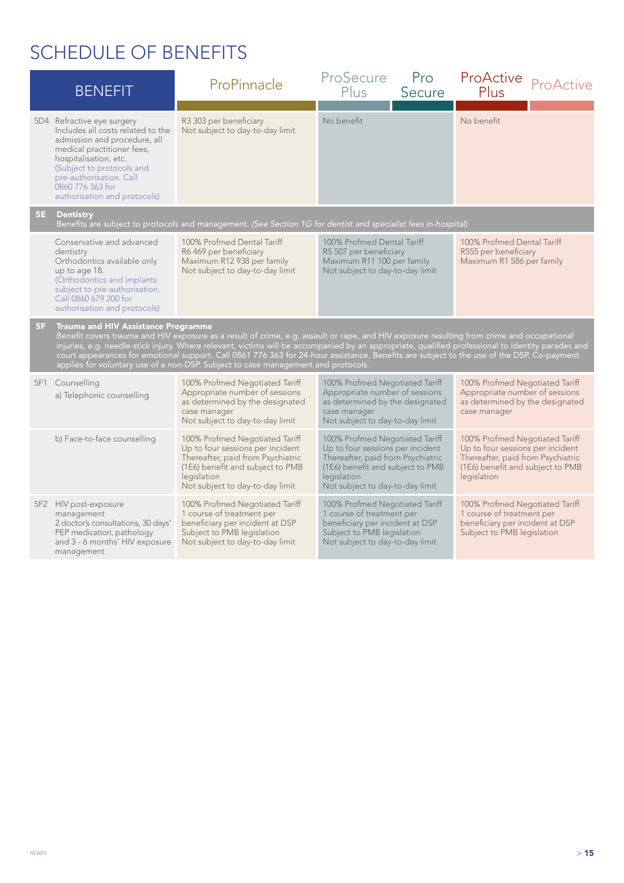# SCHEDULE OF BENEFITS

| BENEFIT | ProPinnacle | ProSecure Plus / Pro Secure | ProActive Plus / ProActive |
|---|---|---|---|
| 5D4 Refractive eye surgery<br>Includes all costs related to the admission and procedure, all medical practitioner fees, hospitalisation, etc.<br>(Subject to protocols and pre-authorisation. Call 0860 776 363 for authorisation and protocols) | R3 303 per beneficiary<br>Not subject to day-to-day limit | No benefit | No benefit |
| **5E Dentistry**<br>Benefits are subject to protocols and management. *(See Section 1G for dentist and specialist fees in-hospital)* | | | |
| Conservative and advanced dentistry<br>Orthodontics available only up to age 18.<br>(Orthodontics and implants subject to pre-authorisation. Call 0860 679 200 for authorisation and protocols) | 100% Profmed Dental Tariff<br>R6 469 per beneficiary<br>Maximum R12 938 per family<br>Not subject to day-to-day limit | 100% Profmed Dental Tariff<br>R5 507 per beneficiary<br>Maximum R11 100 per family<br>Not subject to day-to-day limit | 100% Profmed Dental Tariff<br>R555 per beneficiary<br>Maximum R1 586 per family |
| **5F Trauma and HIV Assistance Programme**<br>Benefit covers trauma and HIV exposure as a result of crime, e.g. assault or rape, and HIV exposure resulting from crime and occupational injuries, e.g. needle-stick injury. Where relevant, victims will be accompanied by an appropriate, qualified professional to identity parades and court appearances for emotional support. Call 0861 776 363 for 24-hour assistance. Benefits are subject to the use of the DSP. Co-payment applies for voluntary use of a non-DSP. Subject to case management and protocols. | | | |
| 5F1 Counselling<br>a) Telephonic counselling | 100% Profmed Negotiated Tariff<br>Appropriate number of sessions as determined by the designated case manager<br>Not subject to day-to-day limit | 100% Profmed Negotiated Tariff<br>Appropriate number of sessions as determined by the designated case manager<br>Not subject to day-to-day limit | 100% Profmed Negotiated Tariff<br>Appropriate number of sessions as determined by the designated case manager |
| b) Face-to-face counselling | 100% Profmed Negotiated Tariff<br>Up to four sessions per incident<br>Thereafter, paid from Psychiatric (1E6) benefit and subject to PMB legislation<br>Not subject to day-to-day limit | 100% Profmed Negotiated Tariff<br>Up to four sessions per incident<br>Thereafter, paid from Psychiatric (1E6) benefit and subject to PMB legislation<br>Not subject to day-to-day limit | 100% Profmed Negotiated Tariff<br>Up to four sessions per incident<br>Thereafter, paid from Psychiatric (1E6) benefit and subject to PMB legislation |
| 5F2 HIV post-exposure management<br>2 doctor's consultations, 30 days' PEP medication, pathology and 3 - 6 months' HIV exposure management | 100% Profmed Negotiated Tariff<br>1 course of treatment per beneficiary per incident at DSP<br>Subject to PMB legislation<br>Not subject to day-to-day limit | 100% Profmed Negotiated Tariff<br>1 course of treatment per beneficiary per incident at DSP<br>Subject to PMB legislation<br>Not subject to day-to-day limit | 100% Profmed Negotiated Tariff<br>1 course of treatment per beneficiary per incident at DSP<br>Subject to PMB legislation |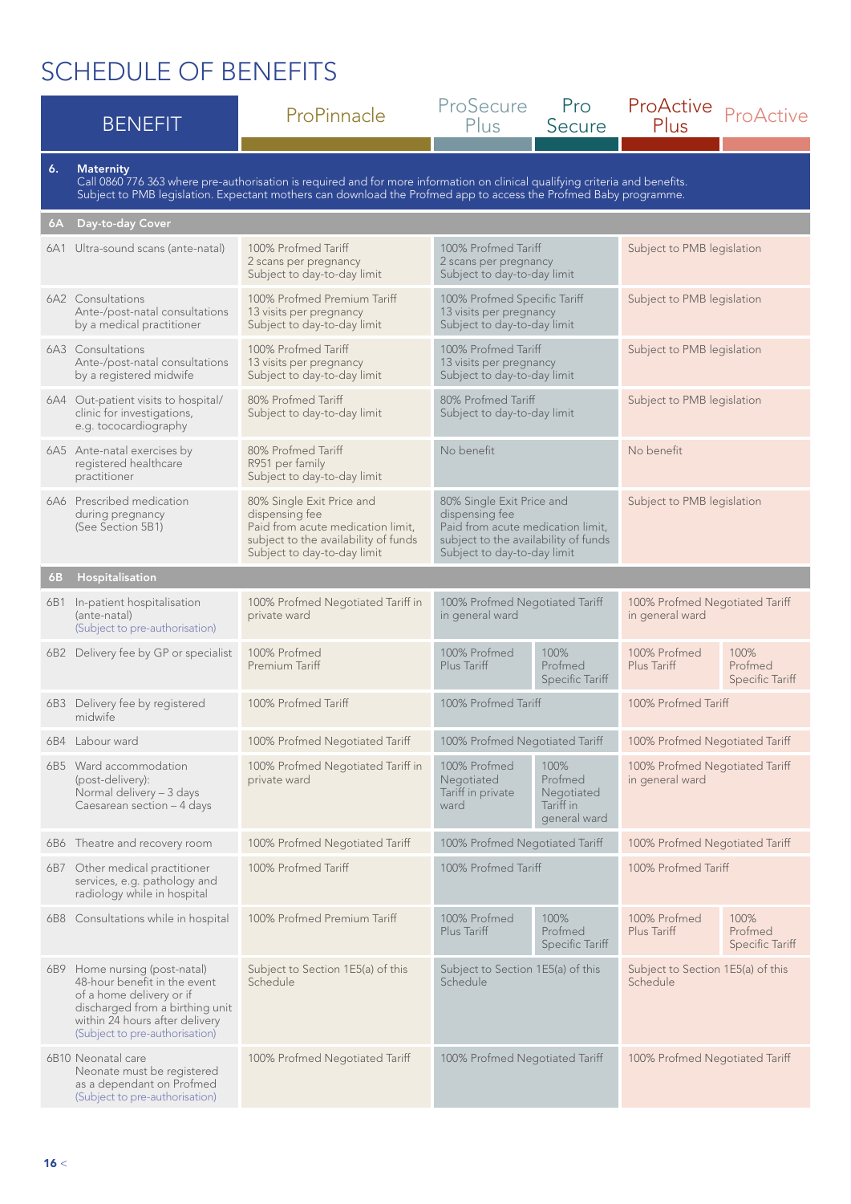# SCHEDULE OF BENEFITS

| BENEFIT | ProPinnacle | ProSecure Plus | Pro Secure | ProActive Plus | ProActive |
|---|---|---|---|---|---|
| **6. Maternity** Call 0860 776 363 where pre-authorisation is required and for more information on clinical qualifying criteria and benefits. Subject to PMB legislation. Expectant mothers can download the Profmed app to access the Profmed Baby programme. | | | | | |
| **6A Day-to-day Cover** | | | | | |
| 6A1 Ultra-sound scans (ante-natal) | 100% Profmed Tariff 2 scans per pregnancy Subject to day-to-day limit | 100% Profmed Tariff 2 scans per pregnancy Subject to day-to-day limit | | Subject to PMB legislation | |
| 6A2 Consultations Ante-/post-natal consultations by a medical practitioner | 100% Profmed Premium Tariff 13 visits per pregnancy Subject to day-to-day limit | 100% Profmed Specific Tariff 13 visits per pregnancy Subject to day-to-day limit | | Subject to PMB legislation | |
| 6A3 Consultations Ante-/post-natal consultations by a registered midwife | 100% Profmed Tariff 13 visits per pregnancy Subject to day-to-day limit | 100% Profmed Tariff 13 visits per pregnancy Subject to day-to-day limit | | Subject to PMB legislation | |
| 6A4 Out-patient visits to hospital/ clinic for investigations, e.g. tococardiography | 80% Profmed Tariff Subject to day-to-day limit | 80% Profmed Tariff Subject to day-to-day limit | | Subject to PMB legislation | |
| 6A5 Ante-natal exercises by registered healthcare practitioner | 80% Profmed Tariff R951 per family Subject to day-to-day limit | No benefit | | No benefit | |
| 6A6 Prescribed medication during pregnancy (See Section 5B1) | 80% Single Exit Price and dispensing fee Paid from acute medication limit, subject to the availability of funds Subject to day-to-day limit | 80% Single Exit Price and dispensing fee Paid from acute medication limit, subject to the availability of funds Subject to day-to-day limit | | Subject to PMB legislation | |
| **6B Hospitalisation** | | | | | |
| 6B1 In-patient hospitalisation (ante-natal) (Subject to pre-authorisation) | 100% Profmed Negotiated Tariff in private ward | 100% Profmed Negotiated Tariff in general ward | | 100% Profmed Negotiated Tariff in general ward | |
| 6B2 Delivery fee by GP or specialist | 100% Profmed Premium Tariff | 100% Profmed Plus Tariff | 100% Profmed Specific Tariff | 100% Profmed Plus Tariff | 100% Profmed Specific Tariff |
| 6B3 Delivery fee by registered midwife | 100% Profmed Tariff | 100% Profmed Tariff | | 100% Profmed Tariff | |
| 6B4 Labour ward | 100% Profmed Negotiated Tariff | 100% Profmed Negotiated Tariff | | 100% Profmed Negotiated Tariff | |
| 6B5 Ward accommodation (post-delivery): Normal delivery – 3 days Caesarean section – 4 days | 100% Profmed Negotiated Tariff in private ward | 100% Profmed Negotiated Tariff in private ward | 100% Profmed Negotiated Tariff in general ward | 100% Profmed Negotiated Tariff in general ward | |
| 6B6 Theatre and recovery room | 100% Profmed Negotiated Tariff | 100% Profmed Negotiated Tariff | | 100% Profmed Negotiated Tariff | |
| 6B7 Other medical practitioner services, e.g. pathology and radiology while in hospital | 100% Profmed Tariff | 100% Profmed Tariff | | 100% Profmed Tariff | |
| 6B8 Consultations while in hospital | 100% Profmed Premium Tariff | 100% Profmed Plus Tariff | 100% Profmed Specific Tariff | 100% Profmed Plus Tariff | 100% Profmed Specific Tariff |
| 6B9 Home nursing (post-natal) 48-hour benefit in the event of a home delivery or if discharged from a birthing unit within 24 hours after delivery (Subject to pre-authorisation) | Subject to Section 1E5(a) of this Schedule | Subject to Section 1E5(a) of this Schedule | | Subject to Section 1E5(a) of this Schedule | |
| 6B10 Neonatal care Neonate must be registered as a dependant on Profmed (Subject to pre-authorisation) | 100% Profmed Negotiated Tariff | 100% Profmed Negotiated Tariff | | 100% Profmed Negotiated Tariff | |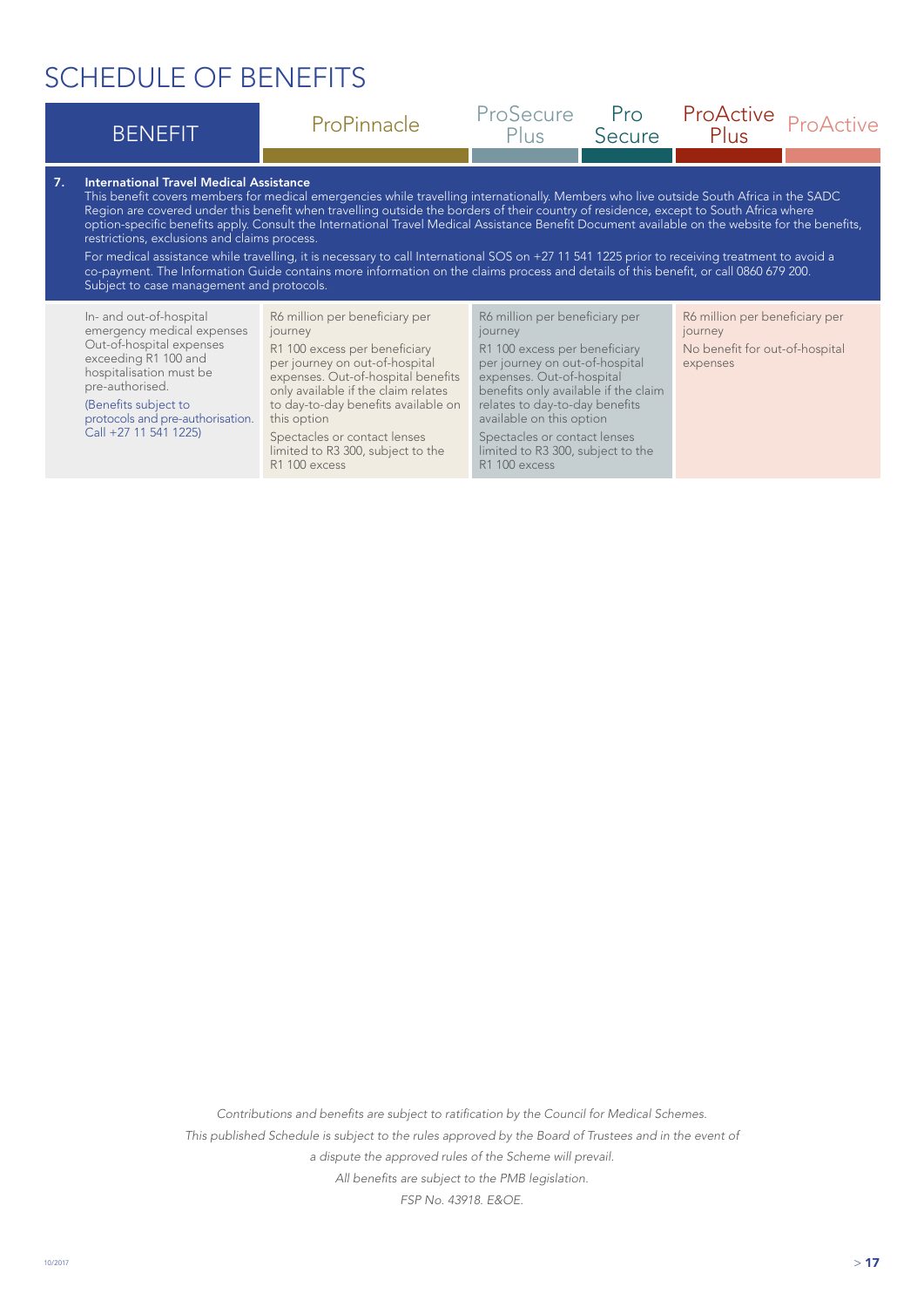# SCHEDULE OF BENEFITS

| BENEFIT | ProPinnacle | ProSecure Plus | Pro Secure | ProActive Plus | ProActive |
|---|---|---|---|---|---|
| **7. International Travel Medical Assistance** This benefit covers members for medical emergencies while travelling internationally. Members who live outside South Africa in the SADC Region are covered under this benefit when travelling outside the borders of their country of residence, except to South Africa where option-specific benefits apply. Consult the International Travel Medical Assistance Benefit Document available on the website for the benefits, restrictions, exclusions and claims process. For medical assistance while travelling, it is necessary to call International SOS on +27 11 541 1225 prior to receiving treatment to avoid a co-payment. The Information Guide contains more information on the claims process and details of this benefit, or call 0860 679 200. Subject to case management and protocols. | | | | | |
| In- and out-of-hospital emergency medical expenses Out-of-hospital expenses exceeding R1 100 and hospitalisation must be pre-authorised. (Benefits subject to protocols and pre-authorisation. Call +27 11 541 1225) | R6 million per beneficiary per journey<br>R1 100 excess per beneficiary per journey on out-of-hospital expenses. Out-of-hospital benefits only available if the claim relates to day-to-day benefits available on this option<br>Spectacles or contact lenses limited to R3 300, subject to the R1 100 excess | R6 million per beneficiary per journey<br>R1 100 excess per beneficiary per journey on out-of-hospital expenses. Out-of-hospital benefits only available if the claim relates to day-to-day benefits available on this option<br>Spectacles or contact lenses limited to R3 300, subject to the R1 100 excess | | R6 million per beneficiary per journey<br>No benefit for out-of-hospital expenses | |

*Contributions and benefits are subject to ratification by the Council for Medical Schemes.*
*This published Schedule is subject to the rules approved by the Board of Trustees and in the event of a dispute the approved rules of the Scheme will prevail.*
*All benefits are subject to the PMB legislation.*
*FSP No. 43918. E&OE.*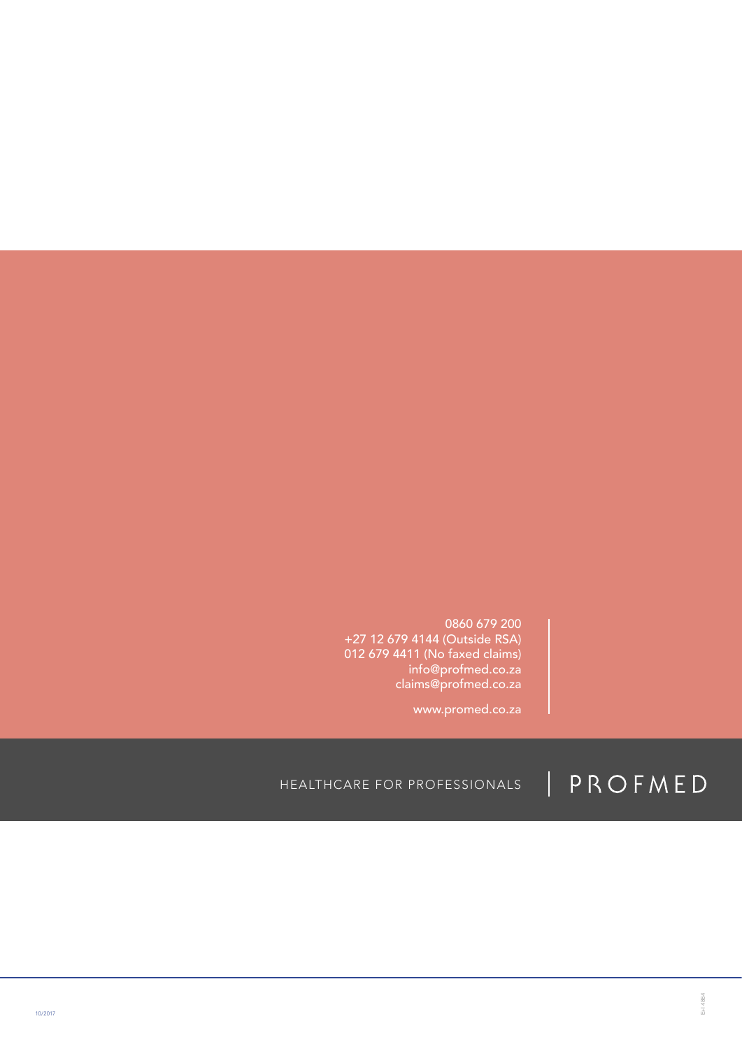0860 679 200
+27 12 679 4144 (Outside RSA)
012 679 4411 (No faxed claims)
info@profmed.co.za
claims@profmed.co.za

www.promed.co.za

HEALTHCARE FOR PROFESSIONALS | PROFMED

10/2017

E-14864